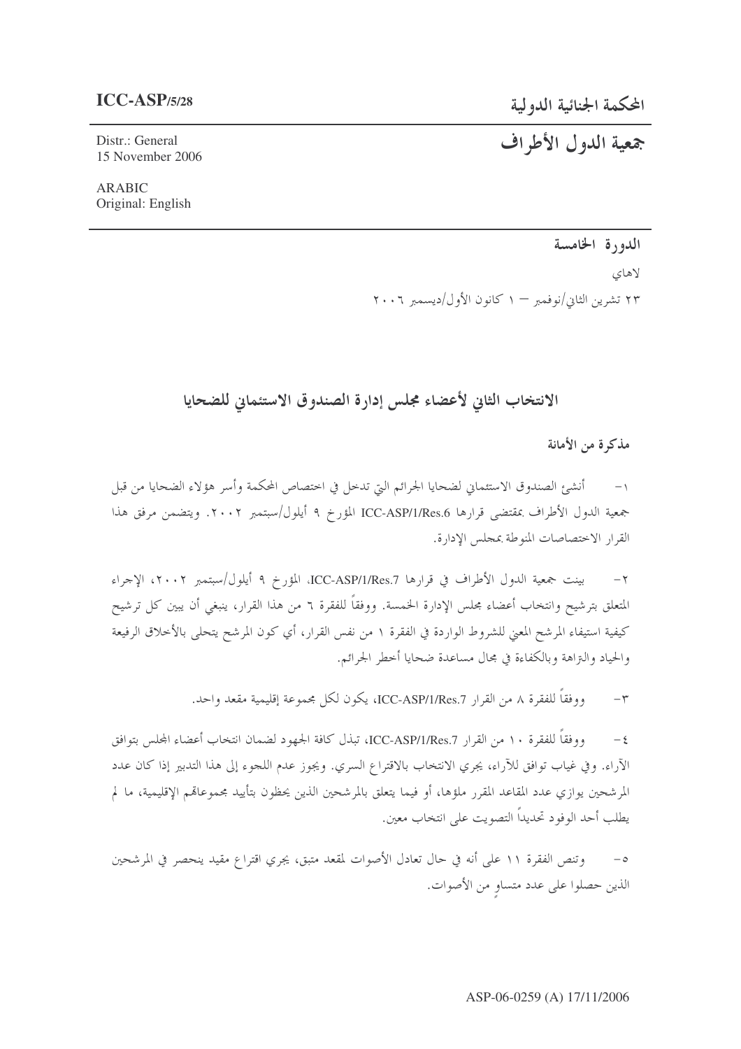**ICC-ASP/5/28**

Distr.: General
15 November 2006

ARABIC
Original: English

# المحكمة الجنائية الدولية

# جمعية الدول الأطراف

الدورة الخامسة

لاهاي

٢٣ تشرين الثاني/نوفمبر – ١ كانون الأول/ديسمبر ٢٠٠٦

## الانتخاب الثاني لأعضاء مجلس إدارة الصندوق الاستئماني للضحايا

### مذكرة من الأمانة

١- أنشئ الصندوق الاستئماني لضحايا الجرائم التي تدخل في اختصاص المحكمة وأسر هؤلاء الضحايا من قبل جمعية الدول الأطراف بمقتضى قرارها ICC-ASP/1/Res.6 المؤرخ ٩ أيلول/سبتمبر ٢٠٠٢. ويتضمن مرفق هذا القرار الاختصاصات المنوطة بمجلس الإدارة.

٢- بينت جمعية الدول الأطراف في قرارها ICC-ASP/1/Res.7، المؤرخ ٩ أيلول/سبتمبر ٢٠٠٢، الإجراء المتعلق بترشيح وانتخاب أعضاء مجلس الإدارة الخمسة. ووفقاً للفقرة ٦ من هذا القرار، ينبغي أن يبين كل ترشيح كيفية استيفاء المرشح المعني للشروط الواردة في الفقرة ١ من نفس القرار، أي كون المرشح يتحلى بالأخلاق الرفيعة والحياد والنزاهة وبالكفاءة في مجال مساعدة ضحايا أخطر الجرائم.

٣- ووفقاً للفقرة ٨ من القرار ICC-ASP/1/Res.7، يكون لكل مجموعة إقليمية مقعد واحد.

٤- ووفقاً للفقرة ١٠ من القرار ICC-ASP/1/Res.7، تبذل كافة الجهود لضمان انتخاب أعضاء المجلس بتوافق الآراء. وفي غياب توافق للآراء، يجري الانتخاب بالاقتراع السري. ويجوز عدم اللجوء إلى هذا التدبير إذا كان عدد المرشحين يوازي عدد المقاعد المقرر ملؤها، أو فيما يتعلق بالمرشحين الذين يحظون بتأييد مجموعاتهم الإقليمية، ما لم يطلب أحد الوفود تحديداً التصويت على انتخاب معين.

٥- وتنص الفقرة ١١ على أنه في حال تعادل الأصوات لمقعد متبق، يجري اقتراع مقيد ينحصر في المرشحين الذين حصلوا على عدد متساوٍ من الأصوات.

ASP-06-0259 (A) 17/11/2006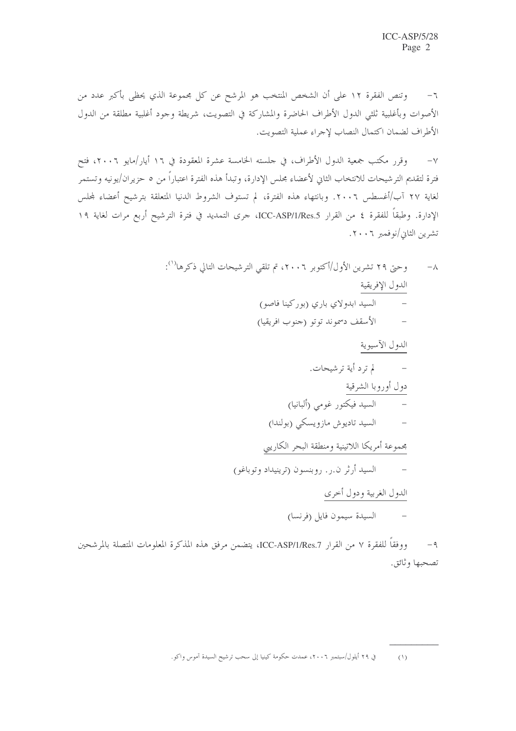٦- وتنص الفقرة ١٢ على أن الشخص المنتخب هو المرشح عن كل مجموعة الذي يحظى بأكبر عدد من الأصوات وبأغلبية ثلثي الدول الأطراف الحاضرة والمشاركة في التصويت، شريطة وجود أغلبية مطلقة من الدول الأطراف لضمان اكتمال النصاب لإجراء عملية التصويت.

٧- وقرر مكتب جمعية الدول الأطراف، في جلسته الخامسة عشرة المعقودة في ١٦ أيار/مايو ٢٠٠٦، فتح فترة لتقديم الترشيحات للانتخاب الثاني لأعضاء مجلس الإدارة، وتبدأ هذه الفترة اعتباراً من ٥ حزيران/يونيه وتستمر لغاية ٢٧ آب/أغسطس ٢٠٠٦. وبانتهاء هذه الفترة، لم تستوف الشروط الدنيا المتعلقة بترشيح أعضاء مجلس الإدارة. وطبقاً للفقرة ٤ من القرار ICC-ASP/1/Res.5، جرى التمديد في فترة الترشيح أربع مرات لغاية ١٩ تشرين الثاني/نوفمبر ٢٠٠٦.

٨- وحتى ٢٩ تشرين الأول/أكتوبر ٢٠٠٦، تم تلقي الترشيحات التالي ذكرها[(١)]:

الدول الإفريقية

- السيد ابدولاي باري (بوركينا فاصو)
- الأسقف دسموند توتو (جنوب افريقيا)

الدول الآسيوية

- لم ترد أية ترشيحات.

دول أوروبا الشرقية

- السيد فيكتور غومي (ألبانيا)
- السيد تاديوش مازويسكي (بولندا)

مجموعة أمريكا اللاتينية ومنطقة البحر الكاريبي

- السيد أرثر ن.ر. روبنسون (ترينيداد وتوباغو)

الدول الغربية ودول أخرى

- السيدة سيمون فايل (فرنسا)

٩- ووفقاً للفقرة ٧ من القرار ICC-ASP/1/Res.7، يتضمن مرفق هذه المذكرة المعلومات المتصلة بالمرشحين تصحبها وثائق.

---

(١) في ٢٩ أيلول/سبتمبر ٢٠٠٦، عمدت حكومة كينيا إلى سحب ترشيح السيدة آموس واكو.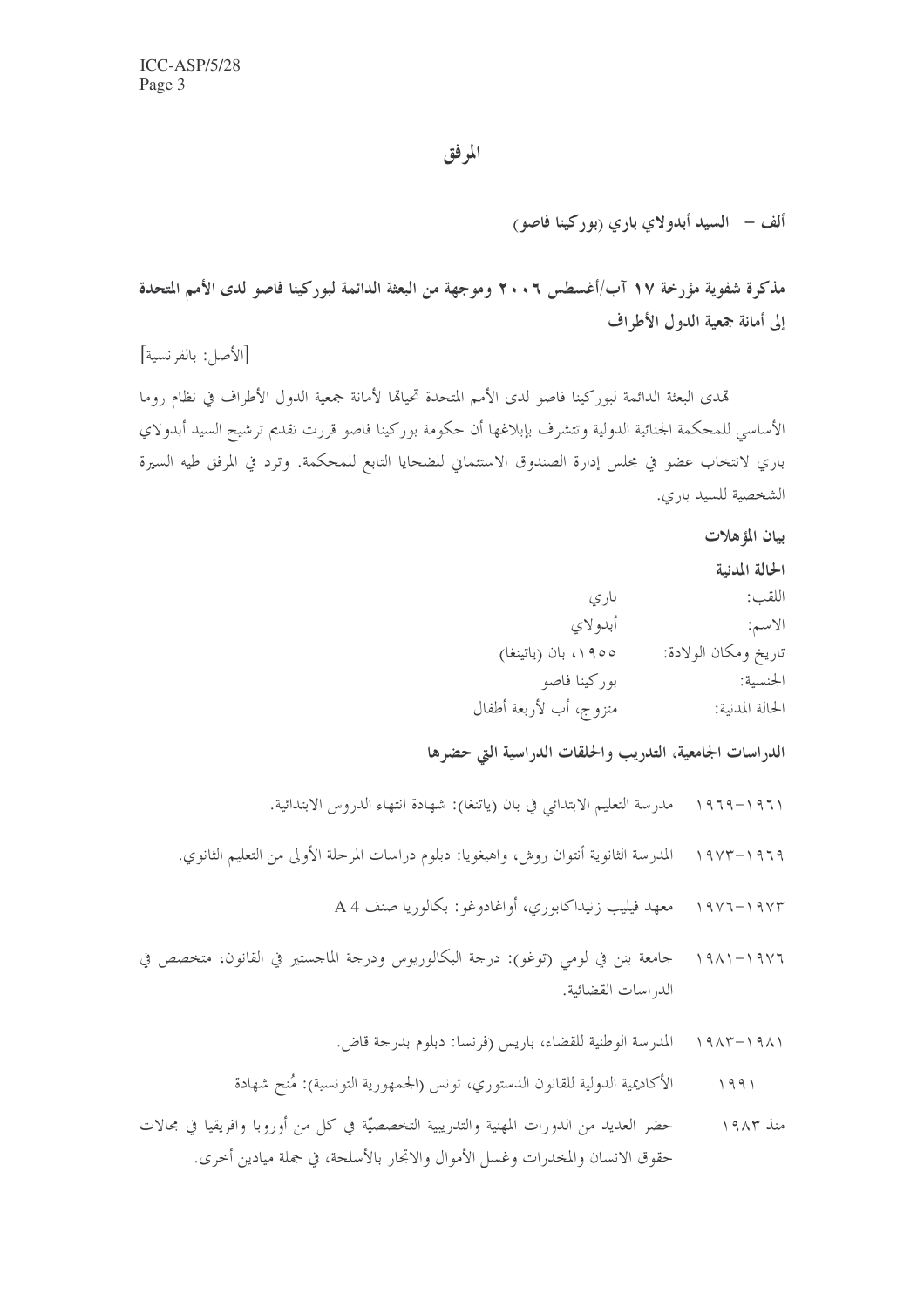# المرفق

## ألف – السيد أبدولاي باري (بوركينا فاصو)

### مذكرة شفوية مؤرخة ١٧ آب/أغسطس ٢٠٠٦ وموجهة من البعثة الدائمة لبوركينا فاصو لدى الأمم المتحدة إلى أمانة جمعية الدول الأطراف

[الأصل: بالفرنسية]

تهدي البعثة الدائمة لبوركينا فاصو لدى الأمم المتحدة تحياتها لأمانة جمعية الدول الأطراف في نظام روما الأساسي للمحكمة الجنائية الدولية وتتشرف بإبلاغها أن حكومة بوركينا فاصو قررت تقديم ترشيح السيد أبدولاي باري لانتخاب عضو في مجلس إدارة الصندوق الاستئماني للضحايا التابع للمحكمة. وترد في المرفق طيه السيرة الشخصية للسيد باري.

**بيان المؤهلات**

**الحالة المدنية**

| | |
|---|---|
| اللقب: | باري |
| الاسم: | أبدولاي |
| تاريخ ومكان الولادة: | ١٩٥٥، بان (ياتينغا) |
| الجنسية: | بوركينا فاصو |
| الحالة المدنية: | متزوج، أب لأربعة أطفال |

**الدراسات الجامعية، التدريب والحلقات الدراسية التي حضرها**

١٩٦١-١٩٦٩ مدرسة التعليم الابتدائي في بان (ياتنغا): شهادة انتهاء الدروس الابتدائية.

١٩٦٩-١٩٧٣ المدرسة الثانوية أنتوان روش، واهيغويا: دبلوم دراسات المرحلة الأولى من التعليم الثانوي.

١٩٧٣-١٩٧٦ معهد فيليب زنيداكابوري، أواغادوغو: بكالوريا صنف A 4

١٩٧٦-١٩٨١ جامعة بنن في لومي (توغو): درجة البكالوريوس ودرجة الماجستير في القانون، متخصص في الدراسات القضائية.

١٩٨١-١٩٨٣ المدرسة الوطنية للقضاء، باريس (فرنسا: دبلوم بدرجة قاض.

١٩٩١ الأكاديمية الدولية للقانون الدستوري، تونس (الجمهورية التونسية): مُنح شهادة

منذ ١٩٨٣ حضر العديد من الدورات المهنية والتدريبية التخصصيّة في كل من أوروبا وافريقيا في مجالات حقوق الانسان والمخدرات وغسل الأموال والاتجار بالأسلحة، في جملة ميادين أخرى.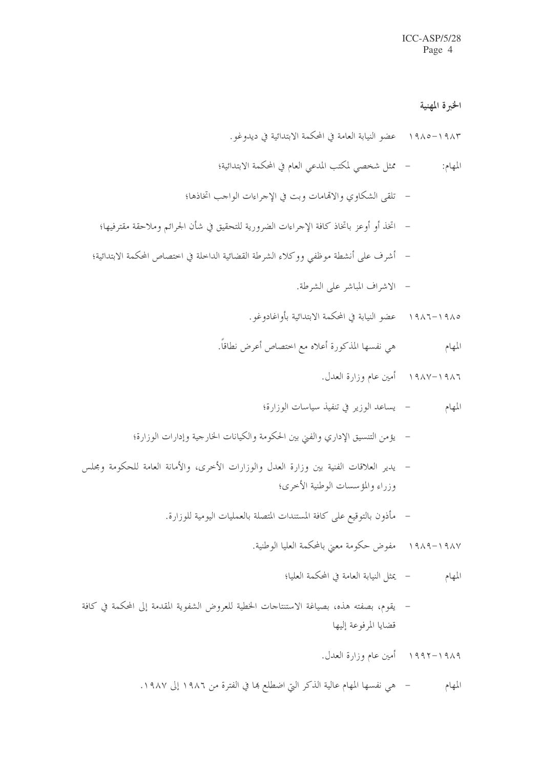### الخبرة المهنية

١٩٨٣-١٩٨٥ عضو النيابة العامة في المحكمة الابتدائية في ديدوغو.

المهام: - ممثل شخصي لمكتب المدعي العام في المحكمة الابتدائية؛

- تلقى الشكاوي والاتهامات وبت في الإجراءات الواجب اتخاذها؛
- اتخذ أو أوعز باتخاذ كافة الإجراءات الضرورية للتحقيق في شأن الجرائم وملاحقة مقترفيها؛
- أشرف على أنشطة موظفي ووكلاء الشرطة القضائية الداخلة في اختصاص المحكمة الابتدائية؛
- الاشراف المباشر على الشرطة.

١٩٨٥-١٩٨٦ عضو النيابة في المحكمة الابتدائية بأواغادوغو.

المهام هي نفسها المذكورة أعلاه مع اختصاص أعرض نطاقاً.

١٩٨٦-١٩٨٧ أمين عام وزارة العدل.

المهام - يساعد الوزير في تنفيذ سياسات الوزارة؛

- يؤمن التنسيق الإداري والفني بين الحكومة والكيانات الخارجية وإدارات الوزارة؛
- يدير العلاقات الفنية بين وزارة العدل والوزارات الأخرى، والأمانة العامة للحكومة ومجلس وزراء والمؤسسات الوطنية الأخرى؛
- مأذون بالتوقيع على كافة المستندات المتصلة بالعمليات اليومية للوزارة.

١٩٨٧-١٩٨٩ مفوض حكومة معني بالمحكمة العليا الوطنية.

المهام - يمثل النيابة العامة في المحكمة العليا؛

- يقوم، بصفته هذه، بصياغة الاستنتاجات الخطية للعروض الشفوية المقدمة إلى المحكمة في كافة قضايا المرفوعة إليها

١٩٨٩-١٩٩٢ أمين عام وزارة العدل.

المهام - هي نفسها المهام عالية الذكر التي اضطلع بها في الفترة من ١٩٨٦ إلى ١٩٨٧.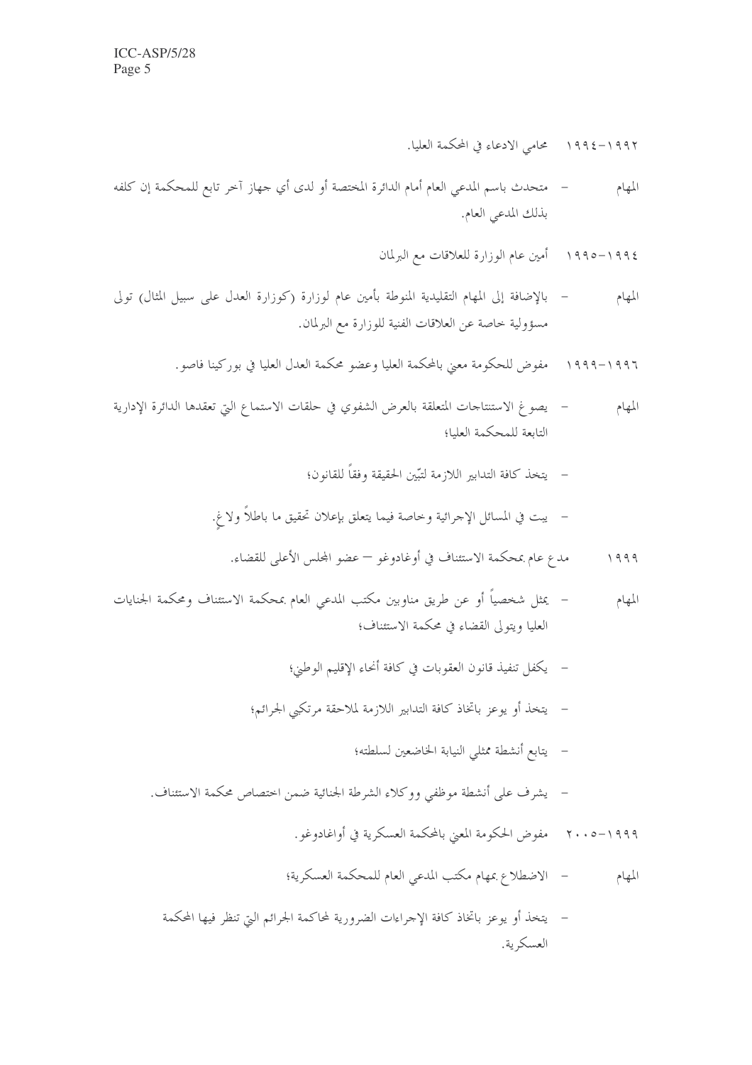١٩٩٢-١٩٩٤ محامي الادعاء في المحكمة العليا.

المهام - متحدث باسم المدعي العام أمام الدائرة المختصة أو لدى أي جهاز آخر تابع للمحكمة إن كلفه بذلك المدعي العام.

١٩٩٤-١٩٩٥ أمين عام الوزارة للعلاقات مع البرلمان

المهام - بالإضافة إلى المهام التقليدية المنوطة بأمين عام لوزارة (كوزارة العدل على سبيل المثال) تولى مسؤولية خاصة عن العلاقات الفنية للوزارة مع البرلمان.

١٩٩٦-١٩٩٩ مفوض للحكومة معني بالمحكمة العليا وعضو محكمة العدل العليا في بوركينا فاصو.

المهام - يصوغ الاستنتاجات المتعلقة بالعرض الشفوي في حلقات الاستماع التي تعقدها الدائرة الإدارية التابعة للمحكمة العليا؛

- يتخذ كافة التدابير اللازمة لتبّين الحقيقة وفقاً للقانون؛

- يبت في المسائل الإجرائية وخاصة فيما يتعلق بإعلان تحقيق ما باطلاً ولاغٍ.

١٩٩٩ مدع عام بمحكمة الاستئناف في أوغادوغو – عضو المجلس الأعلى للقضاء.

المهام - يمثل شخصياً أو عن طريق مناوبين مكتب المدعي العام بمحكمة الاستئناف ومحكمة الجنايات العليا ويتولى القضاء في محكمة الاستئناف؛

- يكفل تنفيذ قانون العقوبات في كافة أنحاء الإقليم الوطني؛

- يتخذ أو يوعز باتخاذ كافة التدابير اللازمة لملاحقة مرتكبي الجرائم؛

- يتابع أنشطة ممثلي النيابة الخاضعين لسلطته؛

- يشرف على أنشطة موظفي ووكلاء الشرطة الجنائية ضمن اختصاص محكمة الاستئناف.

١٩٩٩-٢٠٠٥ مفوض الحكومة المعني بالمحكمة العسكرية في أواغادوغو.

المهام - الاضطلاع بمهام مكتب المدعي العام للمحكمة العسكرية؛

- يتخذ أو يوعز باتخاذ كافة الإجراءات الضرورية لمحاكمة الجرائم التي تنظر فيها المحكمة العسكرية.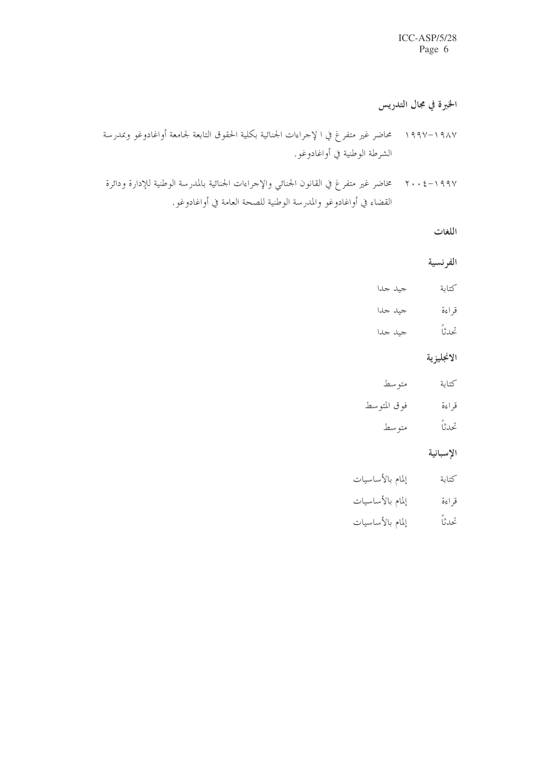### الخبرة في مجال التدريس

١٩٨٧-١٩٩٧ محاضر غير متفرغ في ا لإجراءات الجنائية بكلية الحقوق التابعة لجامعة أواغادوغو وبمدرسة الشرطة الوطنية في أواغادوغو.

١٩٩٧-٢٠٠٤ محاضر غير متفرغ في القانون الجنائي والإجراءات الجنائية بالمدرسة الوطنية للإدارة ودائرة القضاء في أواغادوغو والمدرسة الوطنية للصحة العامة في أواغادوغو.

### اللغات

#### الفرنسية

| | |
|---|---|
| كتابة | جيد جدا |
| قراءة | جيد جدا |
| تحدثاً | جيد جدا |

#### الانجليزية

| | |
|---|---|
| كتابة | متوسط |
| قراءة | فوق المتوسط |
| تحدثاً | متوسط |

#### الإسبانية

| | |
|---|---|
| كتابة | إلمام بالأساسيات |
| قراءة | إلمام بالأساسيات |
| تحدثاً | إلمام بالأساسيات |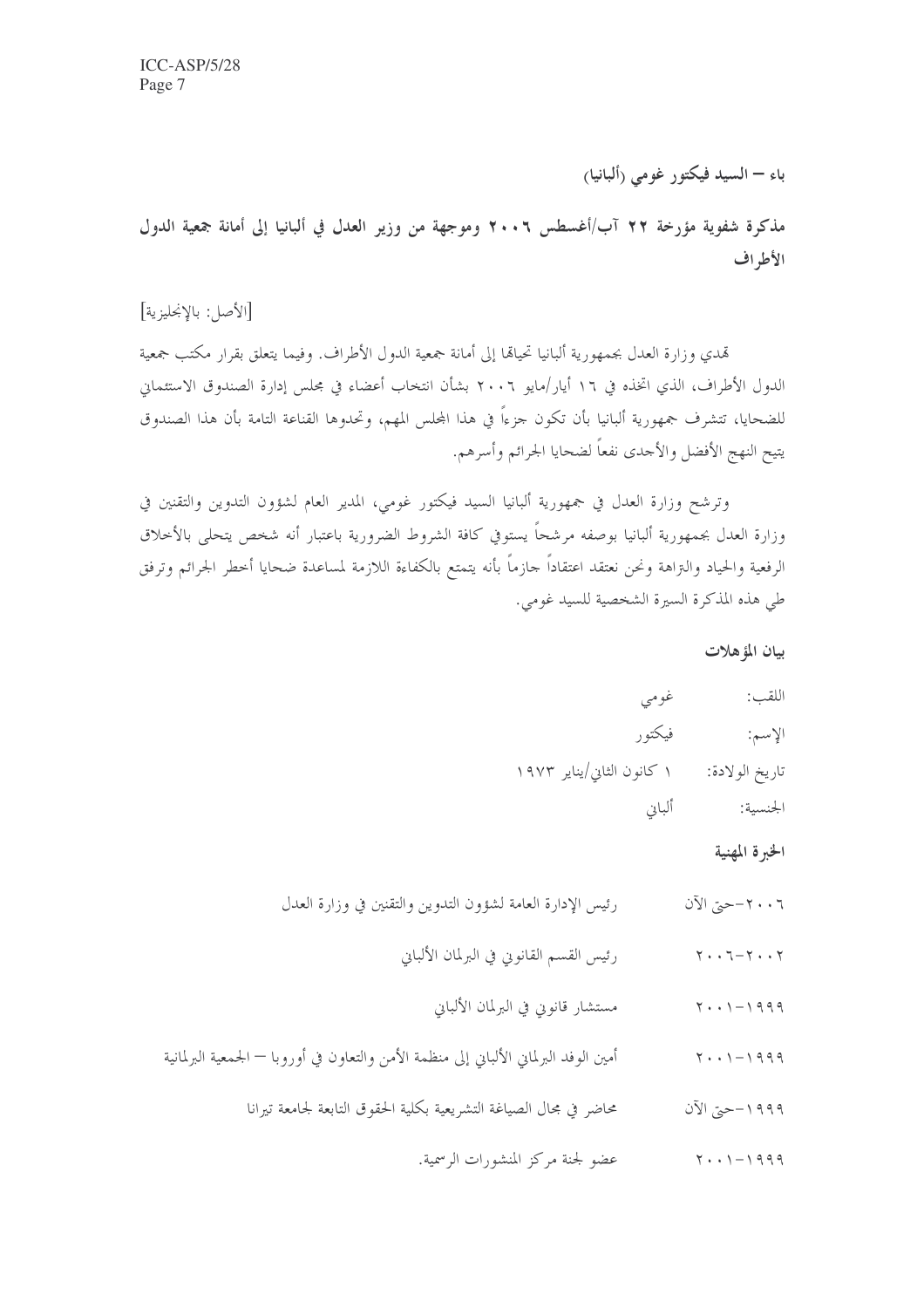## باء – السيد فيكتور غومي (ألبانيا)

### مذكرة شفوية مؤرخة ٢٢ آب/أغسطس ٢٠٠٦ وموجهة من وزير العدل في ألبانيا إلى أمانة جمعية الدول الأطراف

[الأصل: بالإنجليزية]

تهدي وزارة العدل بجمهورية ألبانيا تحياتها إلى أمانة جمعية الدول الأطراف. وفيما يتعلق بقرار مكتب جمعية الدول الأطراف، الذي اتخذه في ١٦ أيار/مايو ٢٠٠٦ بشأن انتخاب أعضاء في مجلس إدارة الصندوق الاستئماني للضحايا، تتشرف جمهورية ألبانيا بأن تكون جزءاً في هذا المجلس المهم، وتحدوها القناعة التامة بأن هذا الصندوق يتيح النهج الأفضل والأجدى نفعاً لضحايا الجرائم وأسرهم.

وترشح وزارة العدل في جمهورية ألبانيا السيد فيكتور غومي، المدير العام لشؤون التدوين والتقنين في وزارة العدل بجمهورية ألبانيا بوصفه مرشحاً يستوفي كافة الشروط الضرورية باعتبار أنه شخص يتحلى بالأخلاق الرفيعة والحياد والنزاهة ونحن نعتقد اعتقاداً جازماً بأنه يتمتع بالكفاءة اللازمة لمساعدة ضحايا أخطر الجرائم وترفق طي هذه المذكرة السيرة الشخصية للسيد غومي.

### بيان المؤهلات

اللقب: غومي

الإسم: فيكتور

تاريخ الولادة: ١ كانون الثاني/يناير ١٩٧٣

الجنسية: ألباني

### الخبرة المهنية

| | |
|---|---|
| ٢٠٠٦–حتى الآن | رئيس الإدارة العامة لشؤون التدوين والتقنين في وزارة العدل |
| ٢٠٠٢–٢٠٠٦ | رئيس القسم القانوني في البرلمان الألباني |
| ١٩٩٩–٢٠٠١ | مستشار قانوني في البرلمان الألباني |
| ١٩٩٩–٢٠٠١ | أمين الوفد البرلماني الألباني إلى منظمة الأمن والتعاون في أوروبا – الجمعية البرلمانية |
| ١٩٩٩–حتى الآن | محاضر في مجال الصياغة التشريعية بكلية الحقوق التابعة لجامعة تيرانا |
| ١٩٩٩–٢٠٠١ | عضو لجنة مركز المنشورات الرسمية. |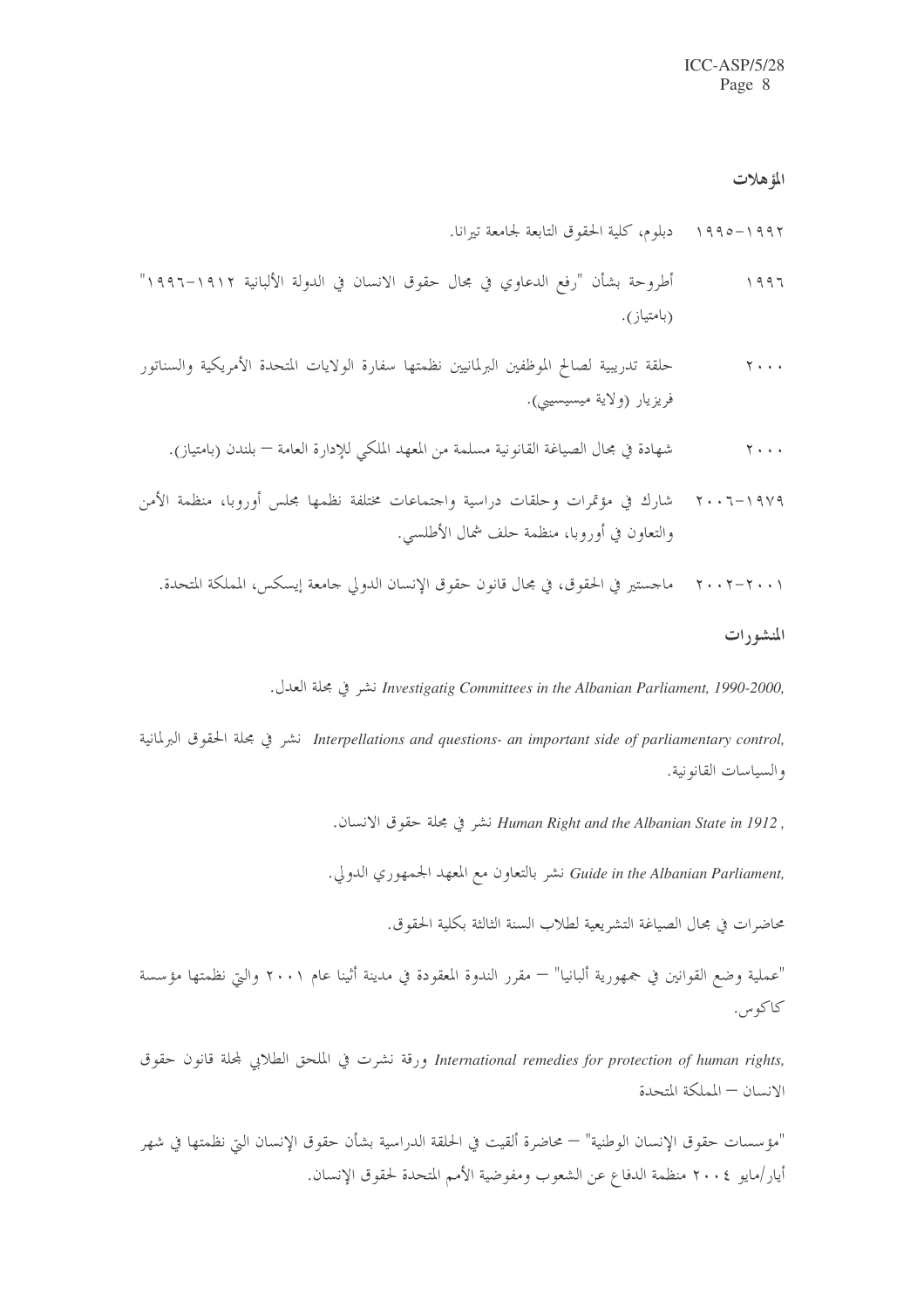### المؤهلات

١٩٩٢-١٩٩٥ دبلوم، كلية الحقوق التابعة لجامعة تيرانا.

١٩٩٦ أطروحة بشأن "رفع الدعاوي في مجال حقوق الانسان في الدولة الألبانية ١٩١٢-١٩٩٦" (بامتياز).

٢٠٠٠ حلقة تدريبية لصالح الموظفين البرلمانيين نظمتها سفارة الولايات المتحدة الأمريكية والسناتور فريزيار (ولاية ميسيسيبي).

٢٠٠٠ شهادة في مجال الصياغة القانونية مسلمة من المعهد الملكي للإدارة العامة — بلندن (بامتياز).

١٩٧٩-٢٠٠٦ شارك في مؤتمرات وحلقات دراسية واجتماعات مختلفة نظمها مجلس أوروبا، منظمة الأمن والتعاون في أوروبا، منظمة حلف شمال الأطلسي.

٢٠٠١-٢٠٠٢ ماجستير في الحقوق، في مجال قانون حقوق الإنسان الدولي جامعة إيسكس، المملكة المتحدة.

### المنشورات

*Investigatig Committees in the Albanian Parliament, 1990-2000,* نشر في مجلة العدل.

*Interpellations and questions- an important side of parliamentary control,* نشر في مجلة الحقوق البرلمانية والسياسات القانونية.

*Human Right and the Albanian State in 1912 ,* نشر في مجلة حقوق الانسان.

*Guide in the Albanian Parliament,* نشر بالتعاون مع المعهد الجمهوري الدولي.

محاضرات في مجال الصياغة التشريعية لطلاب السنة الثالثة بكلية الحقوق.

"عملية وضع القوانين في جمهورية ألبانيا" — مقرر الندوة المعقودة في مدينة أثينا عام ٢٠٠١ والتي نظمتها مؤسسة كاكوس.

*International remedies for protection of human rights,* ورقة نشرت في الملحق الطلابي لمجلة قانون حقوق الانسان — المملكة المتحدة

"مؤسسات حقوق الإنسان الوطنية" — محاضرة ألقيت في الحلقة الدراسية بشأن حقوق الإنسان التي نظمتها في شهر أيار/مايو ٢٠٠٤ منظمة الدفاع عن الشعوب ومفوضية الأمم المتحدة لحقوق الإنسان.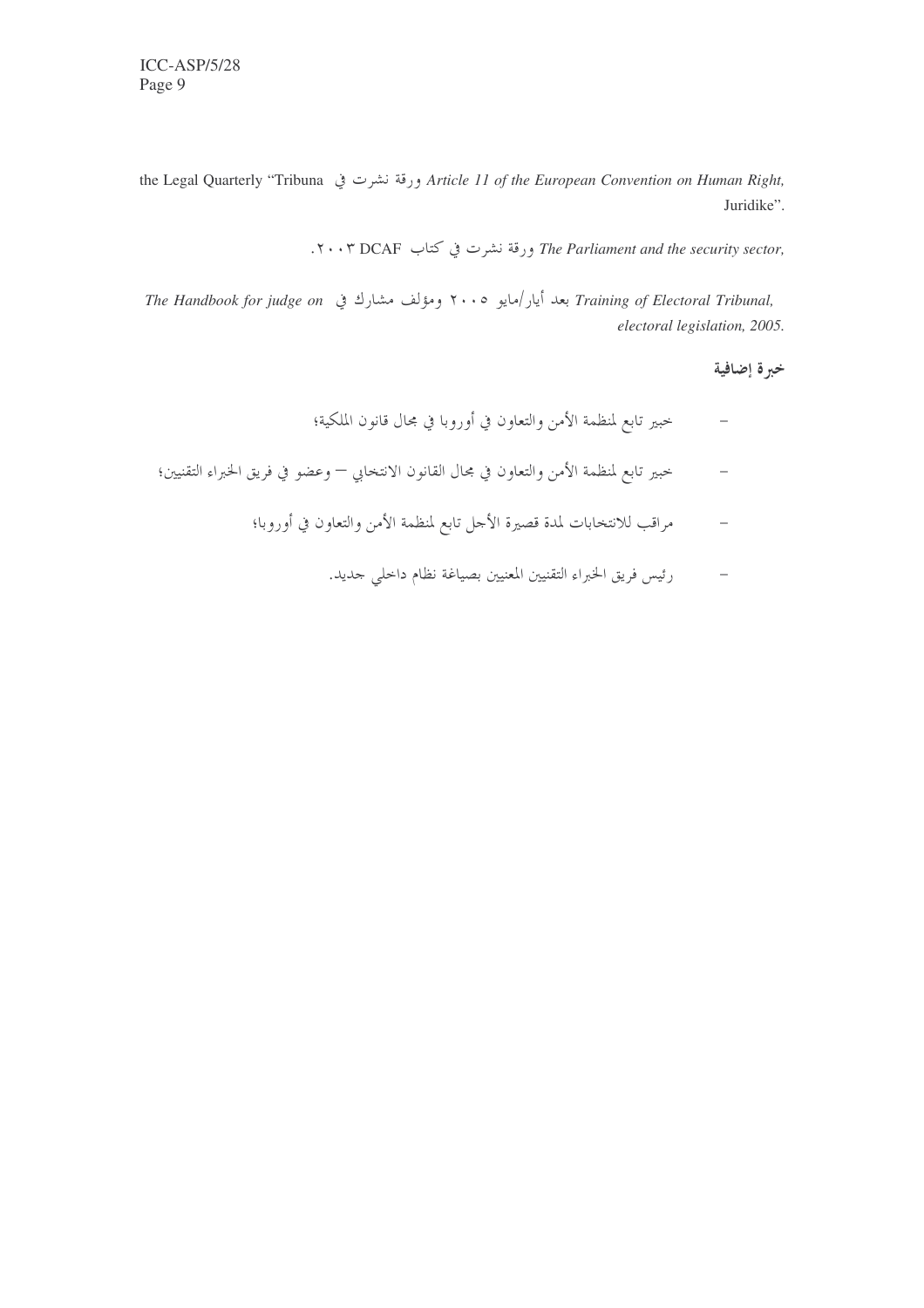ورقة نشرت في *Article 11 of the European Convention on Human Right,* the Legal Quarterly "Tribuna Juridike".

ورقة نشرت في كتاب *The Parliament and the security sector,* DCAF ٢٠٠٣.

بعد أيار/مايو ٢٠٠٥ ومؤلف مشارك في *Training of Electoral Tribunal, The Handbook for judge on electoral legislation, 2005.*

**خبرة إضافية**

- خبير تابع لمنظمة الأمن والتعاون في أوروبا في مجال قانون الملكية؛
- خبير تابع لمنظمة الأمن والتعاون في مجال القانون الانتخابي — وعضو في فريق الخبراء التقنيين؛
- مراقب للانتخابات لمدة قصيرة الأجل تابع لمنظمة الأمن والتعاون في أوروبا؛
- رئيس فريق الخبراء التقنيين المعنيين بصياغة نظام داخلي جديد.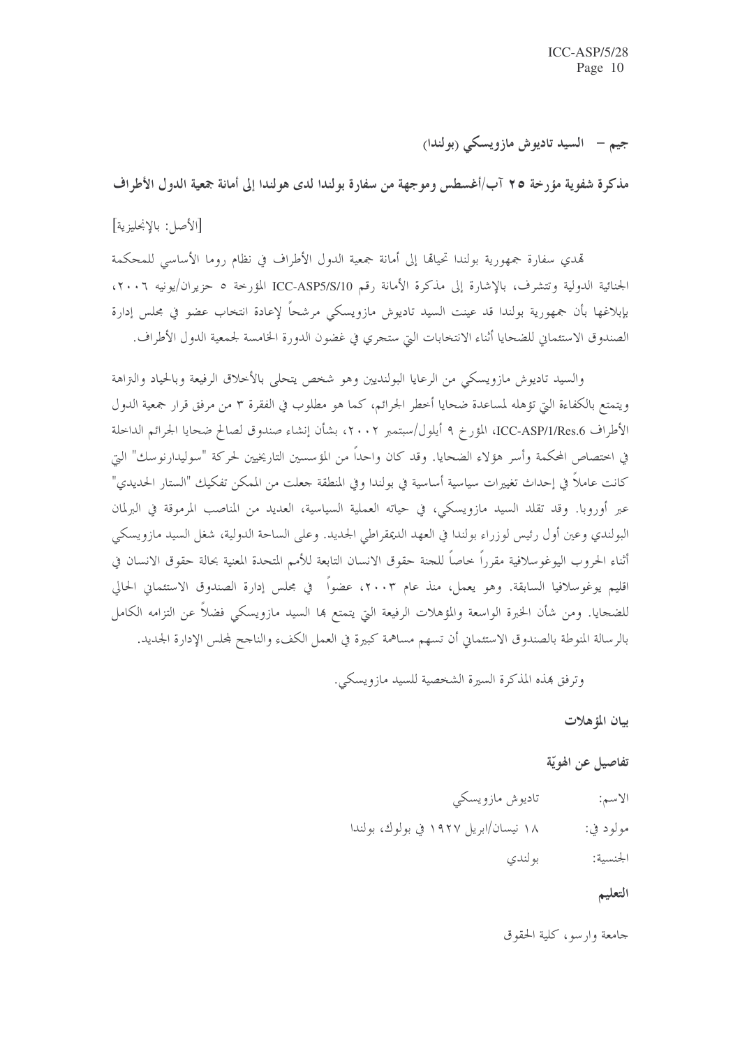## جيم – السيد تاديوش مازويسكي (بولندا)

**مذكرة شفوية مؤرخة ٢٥ آب/أغسطس وموجهة من سفارة بولندا لدى هولندا إلى أمانة جمعية الدول الأطراف**

[الأصل: بالإنجليزية]

تهدي سفارة جمهورية بولندا تحياتها إلى أمانة جمعية الدول الأطراف في نظام روما الأساسي للمحكمة الجنائية الدولية وتتشرف، بالإشارة إلى مذكرة الأمانة رقم ICC-ASP5/S/10 المؤرخة ٥ حزيران/يونيه ٢٠٠٦، بإبلاغها بأن جمهورية بولندا قد عينت السيد تاديوش مازويسكي مرشحاً لإعادة انتخاب عضو في مجلس إدارة الصندوق الاستئماني للضحايا أثناء الانتخابات التي ستجري في غضون الدورة الخامسة لجمعية الدول الأطراف.

والسيد تاديوش مازويسكي من الرعايا البولنديين وهو شخص يتحلى بالأخلاق الرفيعة وبالحياد والنزاهة ويتمتع بالكفاءة التي تؤهله لمساعدة ضحايا أخطر الجرائم، كما هو مطلوب في الفقرة ٣ من مرفق قرار جمعية الدول الأطراف ICC-ASP/1/Res.6، المؤرخ ٩ أيلول/سبتمبر ٢٠٠٢، بشأن إنشاء صندوق لصالح ضحايا الجرائم الداخلة في اختصاص المحكمة وأسر هؤلاء الضحايا. وقد كان واحداً من المؤسسين التاريخيين لحركة "سوليدارنوسك" التي كانت عاملاً في إحداث تغييرات سياسية أساسية في بولندا وفي المنطقة جعلت من الممكن تفكيك "الستار الحديدي" عبر أوروبا. وقد تقلد السيد مازويسكي، في حياته العملية السياسية، العديد من المناصب المرموقة في البرلمان البولندي وعين أول رئيس لوزراء بولندا في العهد الديمقراطي الجديد. وعلى الساحة الدولية، شغل السيد مازويسكي أثناء الحروب اليوغوسلافية مقرراً خاصاً للجنة حقوق الانسان التابعة للأمم المتحدة المعنية بحالة حقوق الانسان في اقليم يوغوسلافيا السابقة. وهو يعمل، منذ عام ٢٠٠٣، عضواً في مجلس إدارة الصندوق الاستئماني الحالي للضحايا. ومن شأن الخبرة الواسعة والمؤهلات الرفيعة التي يتمتع بها السيد مازويسكي فضلاً عن التزامه الكامل بالرسالة المنوطة بالصندوق الاستئماني أن تسهم مساهمة كبيرة في العمل الكفء والناجح لمجلس الإدارة الجديد.

وترفق بهذه المذكرة السيرة الشخصية للسيد مازويسكي.

**بيان المؤهلات**

**تفاصيل عن الهويّة**

الاسم: تاديوش مازويسكي

مولود في: ١٨ نيسان/ابريل ١٩٢٧ في بولوك، بولندا

الجنسية: بولندي

**التعليم**

جامعة وارسو، كلية الحقوق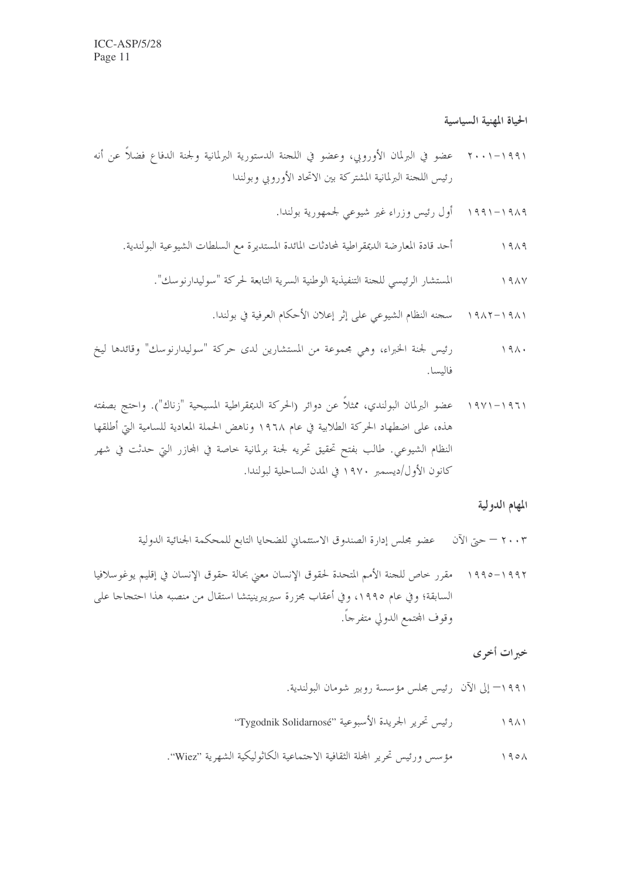### الحياة المهنية السياسية

١٩٩١–٢٠٠١ عضو في البرلمان الأوروبي، وعضو في اللجنة الدستورية البرلمانية ولجنة الدفاع فضلاً عن أنه رئيس اللجنة البرلمانية المشتركة بين الاتحاد الأوروبي وبولندا

١٩٨٩–١٩٩١ أول رئيس وزراء غير شيوعي لجمهورية بولندا.

١٩٨٩ أحد قادة المعارضة الديمقراطية لمحادثات المائدة المستديرة مع السلطات الشيوعية البولندية.

١٩٨٧ المستشار الرئيسي للجنة التنفيذية الوطنية السرية التابعة لحركة "سوليدارنوسك".

١٩٨١–١٩٨٢ سجنه النظام الشيوعي على إثر إعلان الأحكام العرفية في بولندا.

١٩٨٠ رئيس لجنة الخبراء، وهي مجموعة من المستشارين لدى حركة "سوليدارنوسك" وقائدها ليخ فاليسا.

١٩٦١–١٩٧١ عضو البرلمان البولندي، ممثلاً عن دوائر (الحركة الديمقراطية المسيحية "زناك"). واحتج بصفته هذه، على اضطهاد الحركة الطلابية في عام ١٩٦٨ وناهض الحملة المعادية للسامية التي أطلقها النظام الشيوعي. طالب بفتح تحقيق تحريه لجنة برلمانية خاصة في المجازر التي حدثت في شهر كانون الأول/ديسمبر ١٩٧٠ في المدن الساحلية لبولندا.

### المهام الدولية

٢٠٠٣ — حتى الآن عضو مجلس إدارة الصندوق الاستئماني للضحايا التابع للمحكمة الجنائية الدولية

١٩٩٢–١٩٩٥ مقرر خاص للجنة الأمم المتحدة لحقوق الإنسان معني بحالة حقوق الإنسان في إقليم يوغوسلافيا السابقة؛ وفي عام ١٩٩٥، وفي أعقاب مجزرة سيريبرينيتشا استقال من منصبه هذا احتجاجا على وقوف المجتمع الدولي متفرجاً.

### خبرات أخرى

١٩٩١— إلى الآن رئيس مجلس مؤسسة روبير شومان البولندية.

١٩٨١ رئيس تحرير الجريدة الأسبوعية "Tygodnik Solidarnosć"

١٩٥٨ مؤسس ورئيس تحرير المجلة الثقافية الاجتماعية الكاثوليكية الشهرية "Wiez".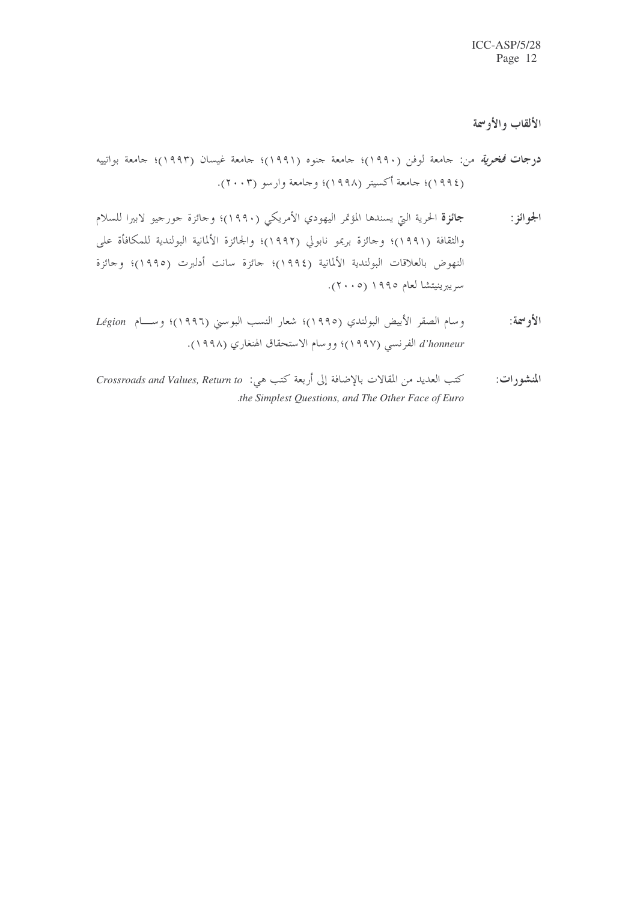## الألقاب والأوسمة

**درجات *فخرية*** من: جامعة لوفن (١٩٩٠)؛ جامعة جنوه (١٩٩١)؛ جامعة غيسان (١٩٩٣)؛ جامعة بواتييه (١٩٩٤)؛ جامعة أكسيتر (١٩٩٨)؛ وجامعة وارسو (٢٠٠٣).

**الجوائز:** **جائزة** الحرية التي يسندها المؤتمر اليهودي الأمريكي (١٩٩٠)؛ وجائزة جورجيو لابيرا للسلام والثقافة (١٩٩١)؛ وجائزة بريمو نابولي (١٩٩٢)؛ والجائزة الألمانية البولندية للمكافأة على النهوض بالعلاقات البولندية الألمانية (١٩٩٤)؛ جائزة سانت أدلبرت (١٩٩٥)؛ وجائزة سريبرينيتشا لعام ١٩٩٥ (٢٠٠٥).

**الأوسمة:** وسام الصقر الأبيض البولندي (١٩٩٥)؛ شعار النسب البوسني (١٩٩٦)؛ ووسام *Légion d'honneur* الفرنسي (١٩٩٧)؛ ووسام الاستحقاق الهنغاري (١٩٩٨).

**المنشورات:** كتب العديد من المقالات بالإضافة إلى أربعة كتب هي: *Crossroads and Values, Return to the Simplest Questions, and The Other Face of Euro*.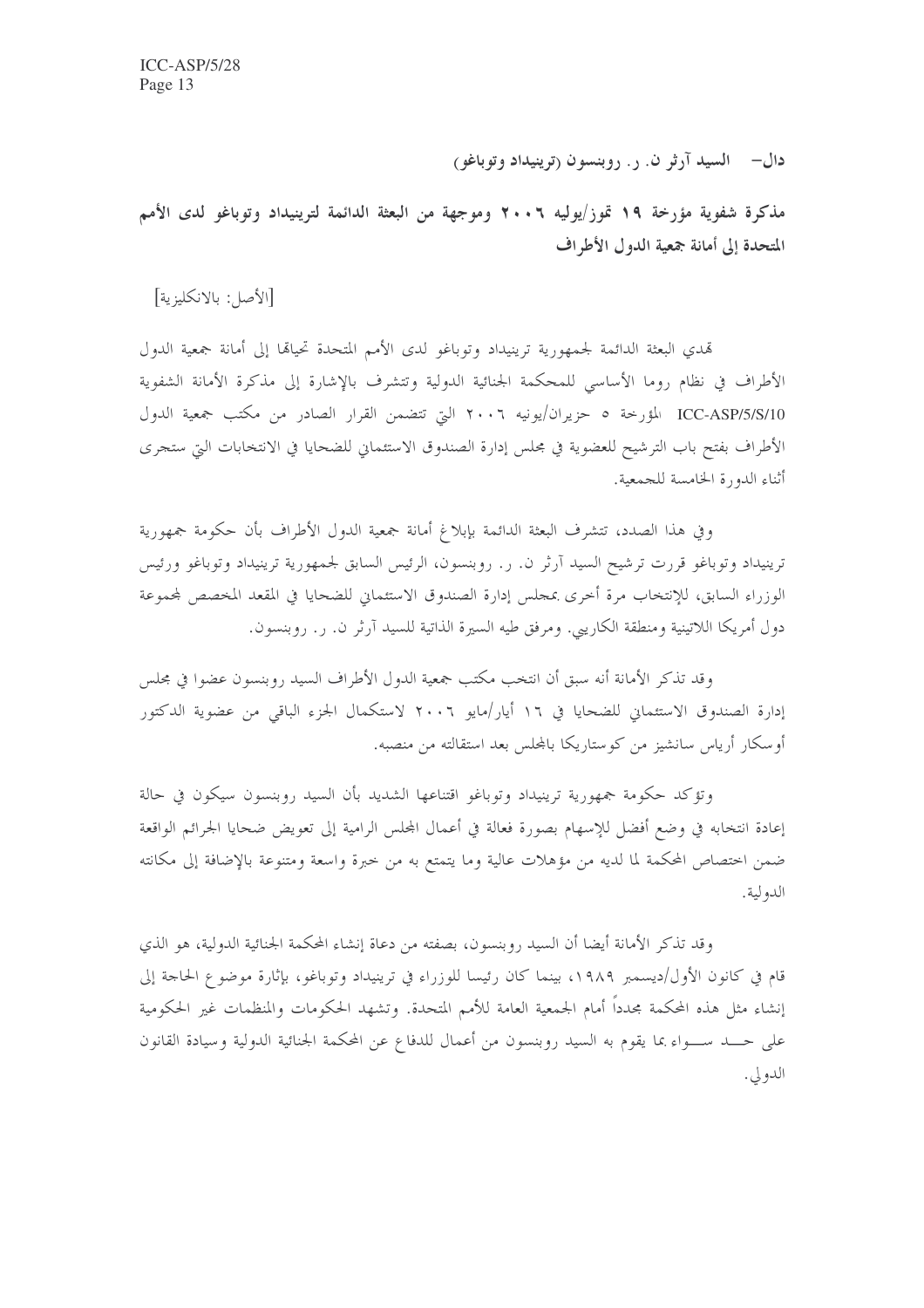## دال- السيد آرثر ن. ر. روبنسون (ترينيداد وتوباغو)

### مذكرة شفوية مؤرخة ١٩ تموز/يوليه ٢٠٠٦ وموجهة من البعثة الدائمة لترينيداد وتوباغو لدى الأمم المتحدة إلى أمانة جمعية الدول الأطراف

[الأصل: بالانكليزية]

تهدي البعثة الدائمة لجمهورية ترينيداد وتوباغو لدى الأمم المتحدة تحياتها إلى أمانة جمعية الدول الأطراف في نظام روما الأساسي للمحكمة الجنائية الدولية وتتشرف بالإشارة إلى مذكرة الأمانة الشفوية ICC-ASP/5/S/10 المؤرخة ٥ حزيران/يونيه ٢٠٠٦ التي تتضمن القرار الصادر من مكتب جمعية الدول الأطراف بفتح باب الترشيح للعضوية في مجلس إدارة الصندوق الاستئماني للضحايا في الانتخابات التي ستجرى أثناء الدورة الخامسة للجمعية.

وفي هذا الصدد، تتشرف البعثة الدائمة بإبلاغ أمانة جمعية الدول الأطراف بأن حكومة جمهورية ترينيداد وتوباغو قررت ترشيح السيد آرثر ن. ر. روبنسون، الرئيس السابق لجمهورية ترينيداد وتوباغو ورئيس الوزراء السابق، للإنتخاب مرة أخرى بمجلس إدارة الصندوق الاستئماني للضحايا في المقعد المخصص لمجموعة دول أمريكا اللاتينية ومنطقة الكاريبي. ومرفق طيه السيرة الذاتية للسيد آرثر ن. ر. روبنسون.

وقد تذكر الأمانة أنه سبق أن انتخب مكتب جمعية الدول الأطراف السيد روبنسون عضوا في مجلس إدارة الصندوق الاستئماني للضحايا في ١٦ أيار/مايو ٢٠٠٦ لاستكمال الجزء الباقي من عضوية الدكتور أوسكار أرياس سانشيز من كوستاريكا بالمجلس بعد استقالته من منصبه.

وتؤكد حكومة جمهورية ترينيداد وتوباغو اقتناعها الشديد بأن السيد روبنسون سيكون في حالة إعادة انتخابه في وضع أفضل للإسهام بصورة فعالة في أعمال المجلس الرامية إلى تعويض ضحايا الجرائم الواقعة ضمن اختصاص المحكمة لما لديه من مؤهلات عالية وما يتمتع به من خبرة واسعة ومتنوعة بالإضافة إلى مكانته الدولية.

وقد تذكر الأمانة أيضا أن السيد روبنسون، بصفته من دعاة إنشاء المحكمة الجنائية الدولية، هو الذي قام في كانون الأول/ديسمبر ١٩٨٩، بينما كان رئيسا للوزراء في ترينيداد وتوباغو، بإثارة موضوع الحاجة إلى إنشاء مثل هذه المحكمة مجدداً أمام الجمعية العامة للأمم المتحدة. وتشهد الحكومات والمنظمات غير الحكومية على حد سواء بما يقوم به السيد روبنسون من أعمال للدفاع عن المحكمة الجنائية الدولية وسيادة القانون الدولي.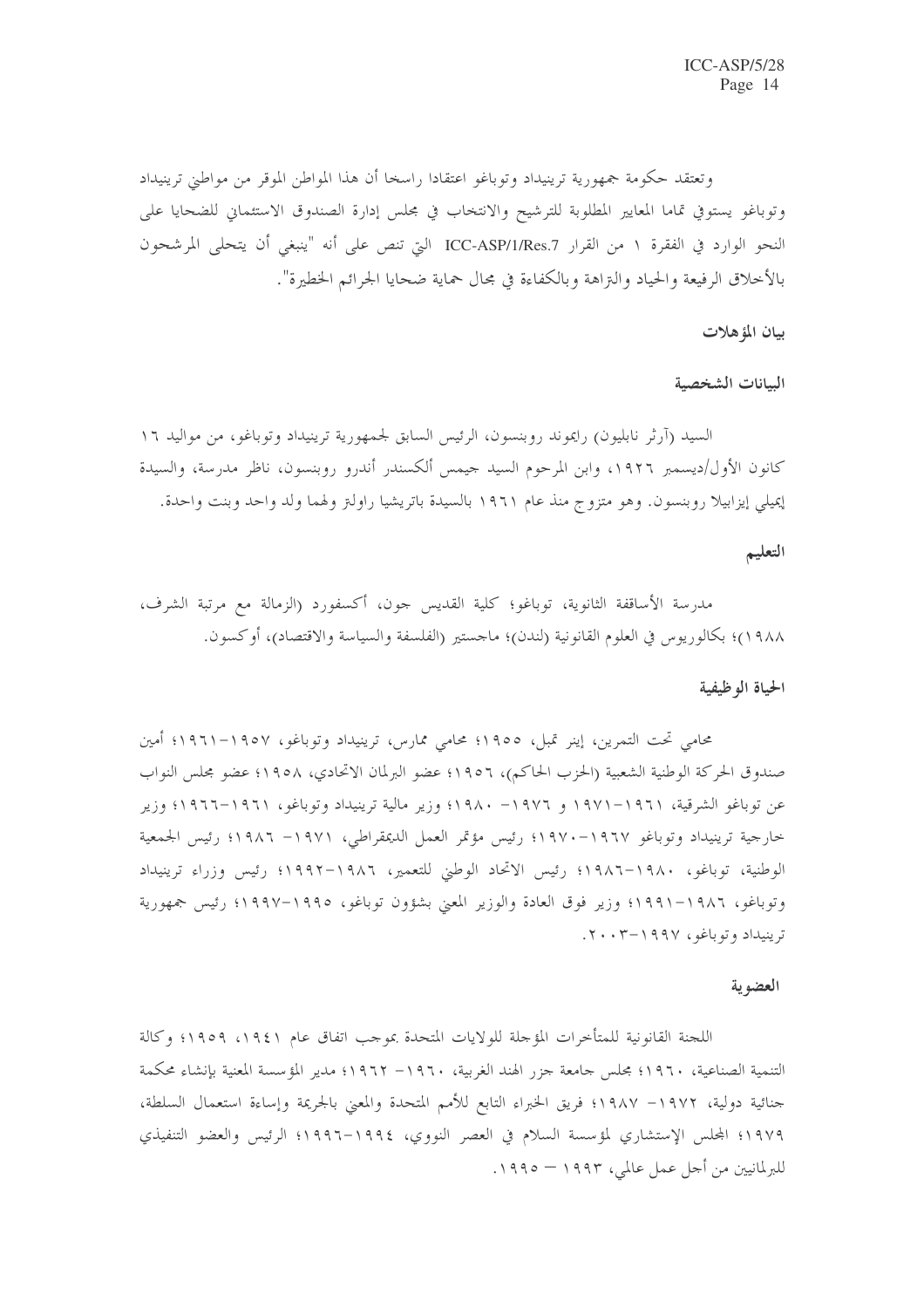وتعتقد حكومة جمهورية ترينيداد وتوباغو اعتقادا راسخا أن هذا المواطن الموقر من مواطني ترينيداد وتوباغو يستوفي تماما المعايير المطلوبة للترشيح والانتخاب في مجلس إدارة الصندوق الاستئماني للضحايا على النحو الوارد في الفقرة ١ من القرار ICC-ASP/1/Res.7 التي تنص على أنه "ينبغي أن يتحلى المرشحون بالأخلاق الرفيعة والحياد والنزاهة وبالكفاءة في مجال حماية ضحايا الجرائم الخطيرة".

### بيان المؤهلات

### البيانات الشخصية

السيد (آرثر نابليون) رايموند روبنسون، الرئيس السابق لجمهورية ترينيداد وتوباغو، من مواليد ١٦ كانون الأول/ديسمبر ١٩٢٦، وابن المرحوم السيد جيمس ألكسندر أندرو روبنسون، ناظر مدرسة، والسيدة إيميلي إيزابيلا روبنسون. وهو متزوج منذ عام ١٩٦١ بالسيدة باتريشيا راولنز ولهما ولد واحد وبنت واحدة.

### التعليم

مدرسة الأساقفة الثانوية، توباغو؛ كلية القديس جون، أكسفورد (الزمالة مع مرتبة الشرف، ١٩٨٨)؛ بكالوريوس في العلوم القانونية (لندن)؛ ماجستير (الفلسفة والسياسة والاقتصاد)، أوكسون.

### الحياة الوظيفية

محامي تحت التمرين، إينر تمبل، ١٩٥٥؛ محامي ممارس، ترينيداد وتوباغو، ١٩٥٧-١٩٦١؛ أمين صندوق الحركة الوطنية الشعبية (الحزب الحاكم)، ١٩٥٦؛ عضو البرلمان الاتحادي، ١٩٥٨؛ عضو مجلس النواب عن توباغو الشرقية، ١٩٦١-١٩٧١ و ١٩٧٦- ١٩٨٠؛ وزير مالية ترينيداد وتوباغو، ١٩٦١-١٩٦٦؛ وزير خارجية ترينيداد وتوباغو ١٩٦٧-١٩٧٠؛ رئيس مؤتمر العمل الديمقراطي، ١٩٧١- ١٩٨٦؛ رئيس الجمعية الوطنية، توباغو، ١٩٨٠-١٩٨٦؛ رئيس الاتحاد الوطني للتعمير، ١٩٨٦-١٩٩٢؛ رئيس وزراء ترينيداد وتوباغو، ١٩٨٦-١٩٩١؛ وزير فوق العادة والوزير المعني بشؤون توباغو، ١٩٩٥-١٩٩٧؛ رئيس جمهورية ترينيداد وتوباغو، ١٩٩٧-٢٠٠٣.

### العضوية

اللجنة القانونية للمتأخرات المؤجلة للولايات المتحدة بموجب اتفاق عام ١٩٤١، ١٩٥٩؛ وكالة التنمية الصناعية، ١٩٦٠؛ مجلس جامعة جزر الهند الغربية، ١٩٦٠- ١٩٦٢؛ مدير المؤسسة المعنية بإنشاء محكمة جنائية دولية، ١٩٧٢- ١٩٨٧؛ فريق الخبراء التابع للأمم المتحدة والمعني بالجريمة وإساءة استعمال السلطة، ١٩٧٩؛ المجلس الإستشاري لمؤسسة السلام في العصر النووي، ١٩٩٤-١٩٩٦؛ الرئيس والعضو التنفيذي للبرلمانيين من أجل عمل عالمي، ١٩٩٣ — ١٩٩٥.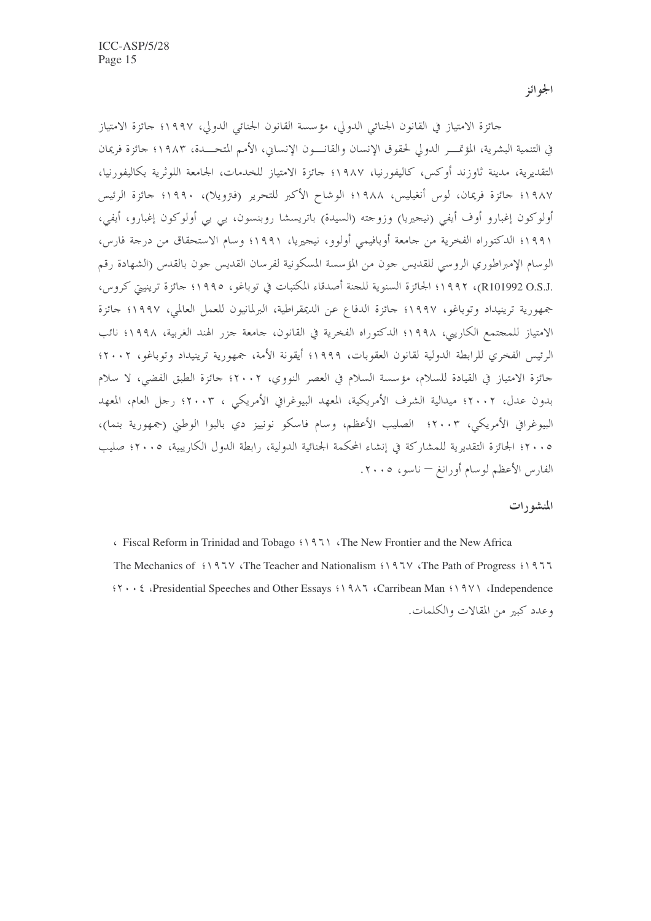## الجوائز

جائزة الامتياز في القانون الجنائي الدولي، مؤسسة القانون الجنائي الدولي، ١٩٩٧؛ جائزة الامتياز في التنمية البشرية، المؤتمـــر الدولي لحقوق الإنسان والقانـــون الإنساني، الأمم المتحـــدة، ١٩٨٣؛ جائزة فريمان التقديرية، مدينة ثاوزند أوكس، كاليفورنيا، ١٩٨٧؛ جائزة الامتياز للخدمات، الجامعة اللوثرية بكاليفورنيا، ١٩٨٧؛ جائزة فريمان، لوس أنغيليس، ١٩٨٨؛ الوشاح الأكبر للتحرير (فنزويلا)، ١٩٩٠؛ جائزة الرئيس أولوكون إغبارو أوف أيفي (نيجيريا) وزوجته (السيدة) باتريسشا روبنسون، بي بي أولوكون إغبارو، أيفي، ١٩٩١؛ الدكتوراه الفخرية من جامعة أوبافيمي أولوو، نيجيريا، ١٩٩١؛ وسام الاستحقاق من درجة فارس، الوسام الإمبراطوري الروسي للقديس جون من المؤسسة المسكونية لفرسان القديس جون بالقدس (الشهادة رقم R101992 O.S.J.)، ١٩٩٢؛ الجائزة السنوية للجنة أصدقاء المكتبات في توباغو، ١٩٩٥؛ جائزة ترينيتي كروس، جمهورية ترينيداد وتوباغو، ١٩٩٧؛ جائزة الدفاع عن الديمقراطية، البرلمانيون للعمل العالمي، ١٩٩٧؛ جائزة الامتياز للمجتمع الكاريبي، ١٩٩٨؛ الدكتوراه الفخرية في القانون، جامعة جزر الهند الغربية، ١٩٩٨؛ نائب الرئيس الفخري للرابطة الدولية لقانون العقوبات، ١٩٩٩؛ أيقونة الأمة، جمهورية ترينيداد وتوباغو، ٢٠٠٢؛ جائزة الامتياز في القيادة للسلام، مؤسسة السلام في العصر النووي، ٢٠٠٢؛ جائزة الطبق الفضي، لا سلام بدون عدل، ٢٠٠٢؛ ميدالية الشرف الأمريكية، المعهد البيوغرافي الأمريكي ، ٢٠٠٣؛ رجل العام، المعهد البيوغرافي الأمريكي، ٢٠٠٣؛ الصليب الأعظم، وسام فاسكو نونييز دي بالبوا الوطني (جمهورية بنما)، ٢٠٠٥؛ الجائزة التقديرية للمشاركة في إنشاء المحكمة الجنائية الدولية، رابطة الدول الكاريبية، ٢٠٠٥؛ صليب الفارس الأعظم لوسام أورانغ – ناسو، ٢٠٠٥.

## المنشورات

The New Frontier and the New Africa، ١٩٦١؛ Fiscal Reform in Trinidad and Tobago، The Path of Progress، ١٩٦٦؛ The Teacher and Nationalism، ١٩٦٧؛ The Mechanics of Independence، ١٩٧١؛ Carribean Man، ١٩٨٦؛ Presidential Speeches and Other Essays، ٢٠٠٤؛ وعدد كبير من المقالات والكلمات.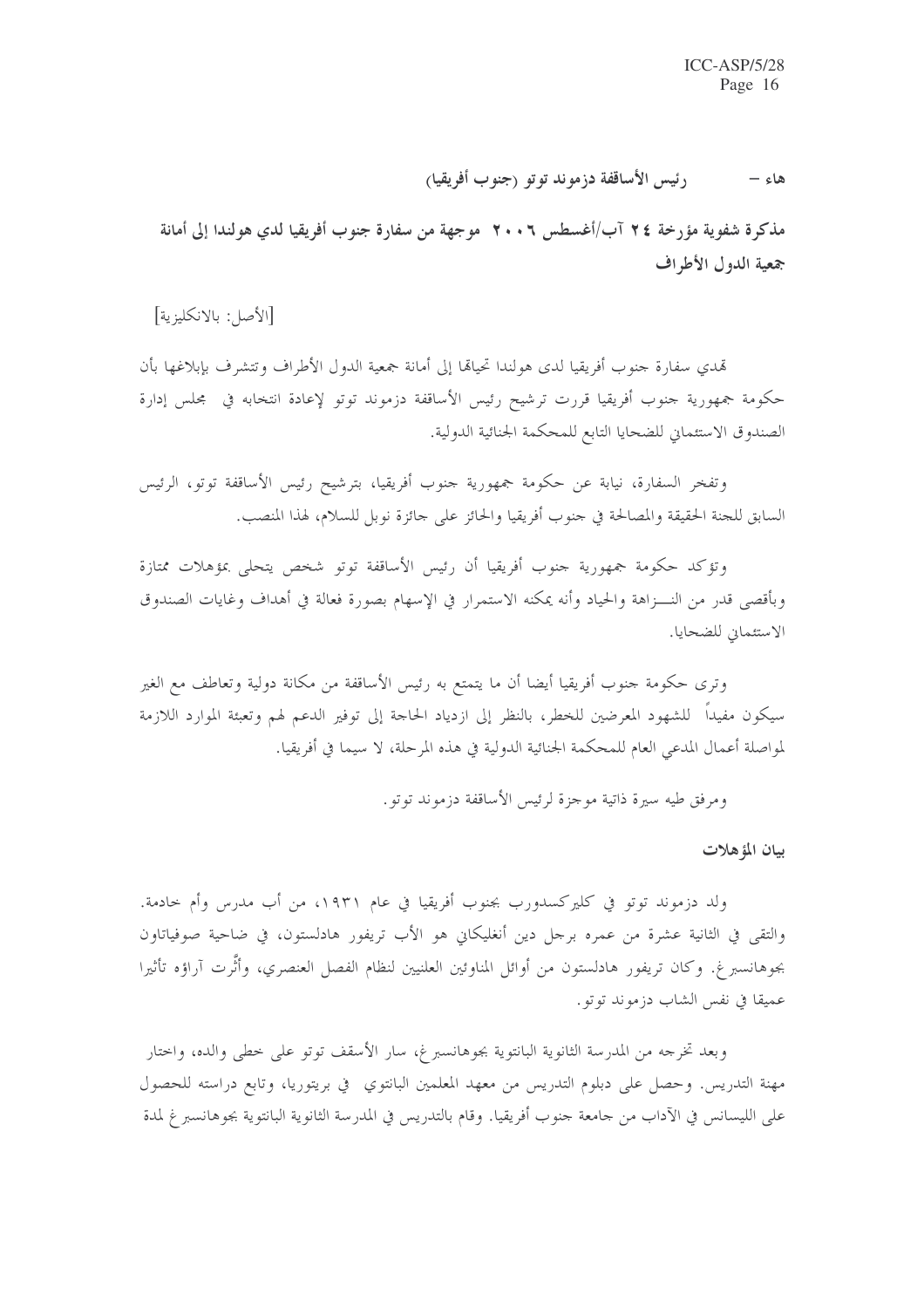## هاء – رئيس الأساقفة دزموند توتو (جنوب أفريقيا)

**مذكرة شفوية مؤرخة ٢٤ آب/أغسطس ٢٠٠٦ موجهة من سفارة جنوب أفريقيا لدي هولندا إلى أمانة جمعية الدول الأطراف**

[الأصل: بالانكليزية]

تهدي سفارة جنوب أفريقيا لدى هولندا تحياتها إلى أمانة جمعية الدول الأطراف وتتشرف بإبلاغها بأن حكومة جمهورية جنوب أفريقيا قررت ترشيح رئيس الأساقفة دزموند توتو لإعادة انتخابه في مجلس إدارة الصندوق الاستئماني للضحايا التابع للمحكمة الجنائية الدولية.

وتفخر السفارة، نيابة عن حكومة جمهورية جنوب أفريقيا، بترشيح رئيس الأساقفة توتو، الرئيس السابق للجنة الحقيقة والمصالحة في جنوب أفريقيا والحائز على جائزة نوبل للسلام، لهذا المنصب.

وتؤكد حكومة جمهورية جنوب أفريقيا أن رئيس الأساقفة توتو شخص يتحلى بمؤهلات ممتازة وبأقصى قدر من النـــزاهة والحياد وأنه يمكنه الاستمرار في الإسهام بصورة فعالة في أهداف وغايات الصندوق الاستئماني للضحايا.

وترى حكومة جنوب أفريقيا أيضا أن ما يتمتع به رئيس الأساقفة من مكانة دولية وتعاطف مع الغير سيكون مفيداً للشهود المعرضين للخطر، بالنظر إلى ازدياد الحاجة إلى توفير الدعم لهم وتعبئة الموارد اللازمة لمواصلة أعمال المدعي العام للمحكمة الجنائية الدولية في هذه المرحلة، لا سيما في أفريقيا.

ومرفق طيه سيرة ذاتية موجزة لرئيس الأساقفة دزموند توتو.

### بيان المؤهلات

ولد دزموند توتو في كليركسدورب بجنوب أفريقيا في عام ١٩٣١، من أب مدرس وأم خادمة. والتقى في الثانية عشرة من عمره برجل دين أنغليكاني هو الأب تريفور هادلستون، في ضاحية صوفياتاون بجوهانسبرغ. وكان تريفور هادلستون من أوائل المناوئين العلنيين لنظام الفصل العنصري، وأثَّرت آراؤه تأثيرا عميقا في نفس الشاب دزموند توتو.

وبعد تخرجه من المدرسة الثانوية البانتوية بجوهانسبرغ، سار الأسقف توتو على خطى والده، واختار مهنة التدريس. وحصل على دبلوم التدريس من معهد المعلمين البانتوي في بريتوريا، وتابع دراسته للحصول على الليسانس في الآداب من جامعة جنوب أفريقيا. وقام بالتدريس في المدرسة الثانوية البانتوية بجوهانسبرغ لمدة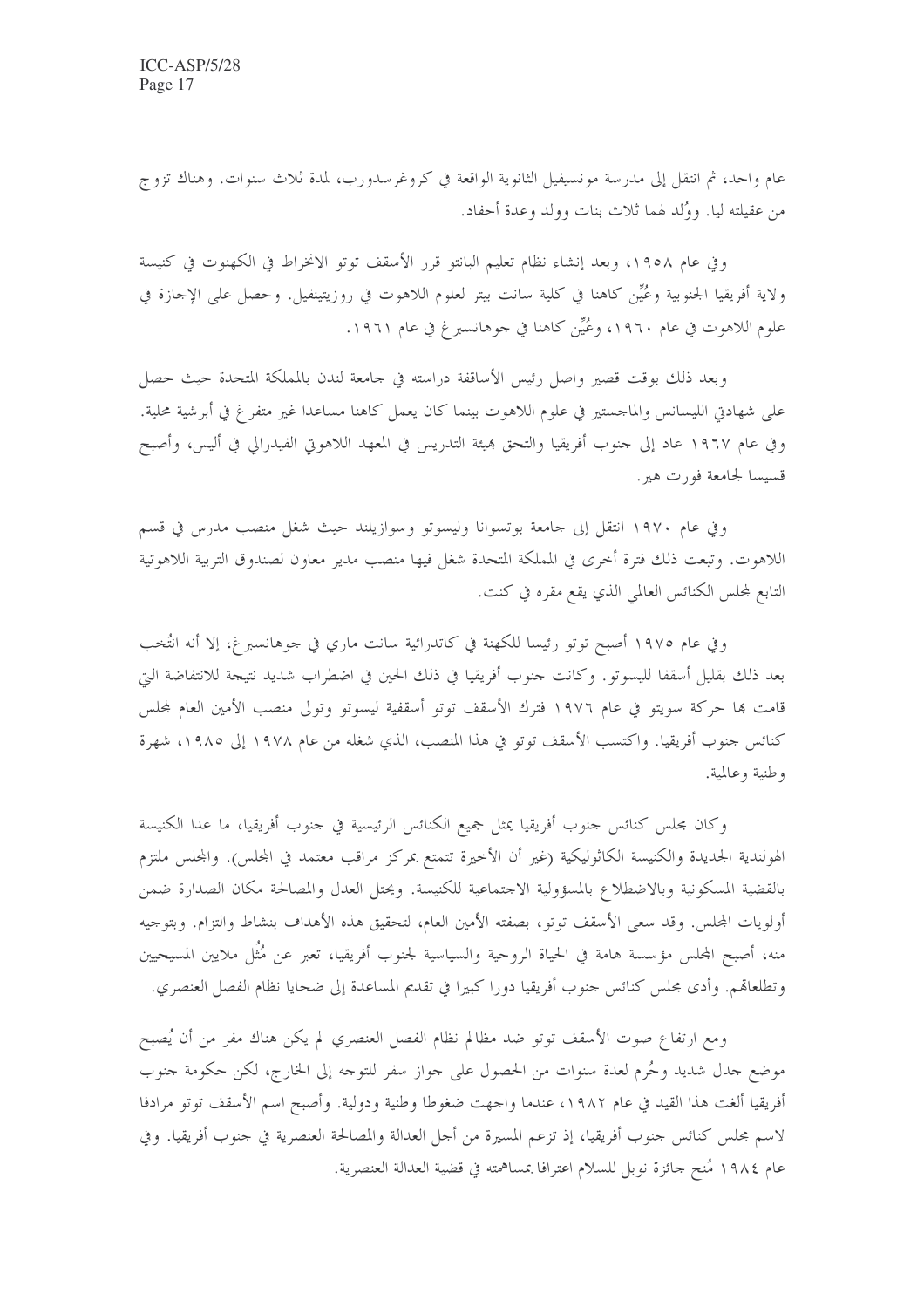عام واحد، ثم انتقل إلى مدرسة مونسيفيل الثانوية الواقعة في كروغرسدورب، لمدة ثلاث سنوات. وهناك تزوج من عقيلته ليا. ووُلد لهما ثلاث بنات وولد وعدة أحفاد.

وفي عام ١٩٥٨، وبعد إنشاء نظام تعليم البانتو قرر الأسقف توتو الانخراط في الكهنوت في كنيسة ولاية أفريقيا الجنوبية وعُيِّن كاهنا في كلية سانت بيتر لعلوم اللاهوت في روزيتينفيل. وحصل على الإجازة في علوم اللاهوت في عام ١٩٦٠، وعُيِّن كاهنا في جوهانسبرغ في عام ١٩٦١.

وبعد ذلك بوقت قصير واصل رئيس الأساقفة دراسته في جامعة لندن بالمملكة المتحدة حيث حصل على شهادتي الليسانس والماجستير في علوم اللاهوت بينما كان يعمل كاهنا مساعدا غير متفرغ في أبرشية محلية. وفي عام ١٩٦٧ عاد إلى جنوب أفريقيا والتحق بهيئة التدريس في المعهد اللاهوتي الفيدرالي في أليس، وأصبح قسيسا لجامعة فورت هير.

وفي عام ١٩٧٠ انتقل إلى جامعة بوتسوانا وليسوتو وسوازيلند حيث شغل منصب مدرس في قسم اللاهوت. وتبعت ذلك فترة أخرى في المملكة المتحدة شغل فيها منصب مدير معاون لصندوق التربية اللاهوتية التابع لمجلس الكنائس العالمي الذي يقع مقره في كنت.

وفي عام ١٩٧٥ أصبح توتو رئيسا للكهنة في كاتدرائية سانت ماري في جوهانسبرغ، إلا أنه انتُخب بعد ذلك بقليل أسقفا لليسوتو. وكانت جنوب أفريقيا في ذلك الحين في اضطراب شديد نتيجة للانتفاضة التي قامت بها حركة سويتو في عام ١٩٧٦ فترك الأسقف توتو أسقفية ليسوتو وتولى منصب الأمين العام لمجلس كنائس جنوب أفريقيا. واكتسب الأسقف توتو في هذا المنصب، الذي شغله من عام ١٩٧٨ إلى ١٩٨٥، شهرة وطنية وعالمية.

وكان مجلس كنائس جنوب أفريقيا يمثل جميع الكنائس الرئيسية في جنوب أفريقيا، ما عدا الكنيسة الهولندية الجديدة والكنيسة الكاثوليكية (غير أن الأخيرة تتمتع بمركز مراقب معتمد في المجلس). والمجلس ملتزم بالقضية المسكونية وبالاضطلاع بالمسؤولية الاجتماعية للكنيسة. ويحتل العدل والمصالحة مكان الصدارة ضمن أولويات المجلس. وقد سعى الأسقف توتو، بصفته الأمين العام، لتحقيق هذه الأهداف بنشاط والتزام. وبتوجيه منه، أصبح المجلس مؤسسة هامة في الحياة الروحية والسياسية لجنوب أفريقيا، تعبر عن مُثُل ملايين المسيحيين وتطلعاتهم. وأدى مجلس كنائس جنوب أفريقيا دورا كبيرا في تقديم المساعدة إلى ضحايا نظام الفصل العنصري.

ومع ارتفاع صوت الأسقف توتو ضد مظالم نظام الفصل العنصري لم يكن هناك مفر من أن يُصبح موضع جدل شديد وحُرم لعدة سنوات من الحصول على جواز سفر للتوجه إلى الخارج، لكن حكومة جنوب أفريقيا ألغت هذا القيد في عام ١٩٨٢، عندما واجهت ضغوطا وطنية ودولية. وأصبح اسم الأسقف توتو مرادفا لاسم مجلس كنائس جنوب أفريقيا، إذ تزعم المسيرة من أجل العدالة والمصالحة العنصرية في جنوب أفريقيا. وفي عام ١٩٨٤ مُنح جائزة نوبل للسلام اعترافا بمساهمته في قضية العدالة العنصرية.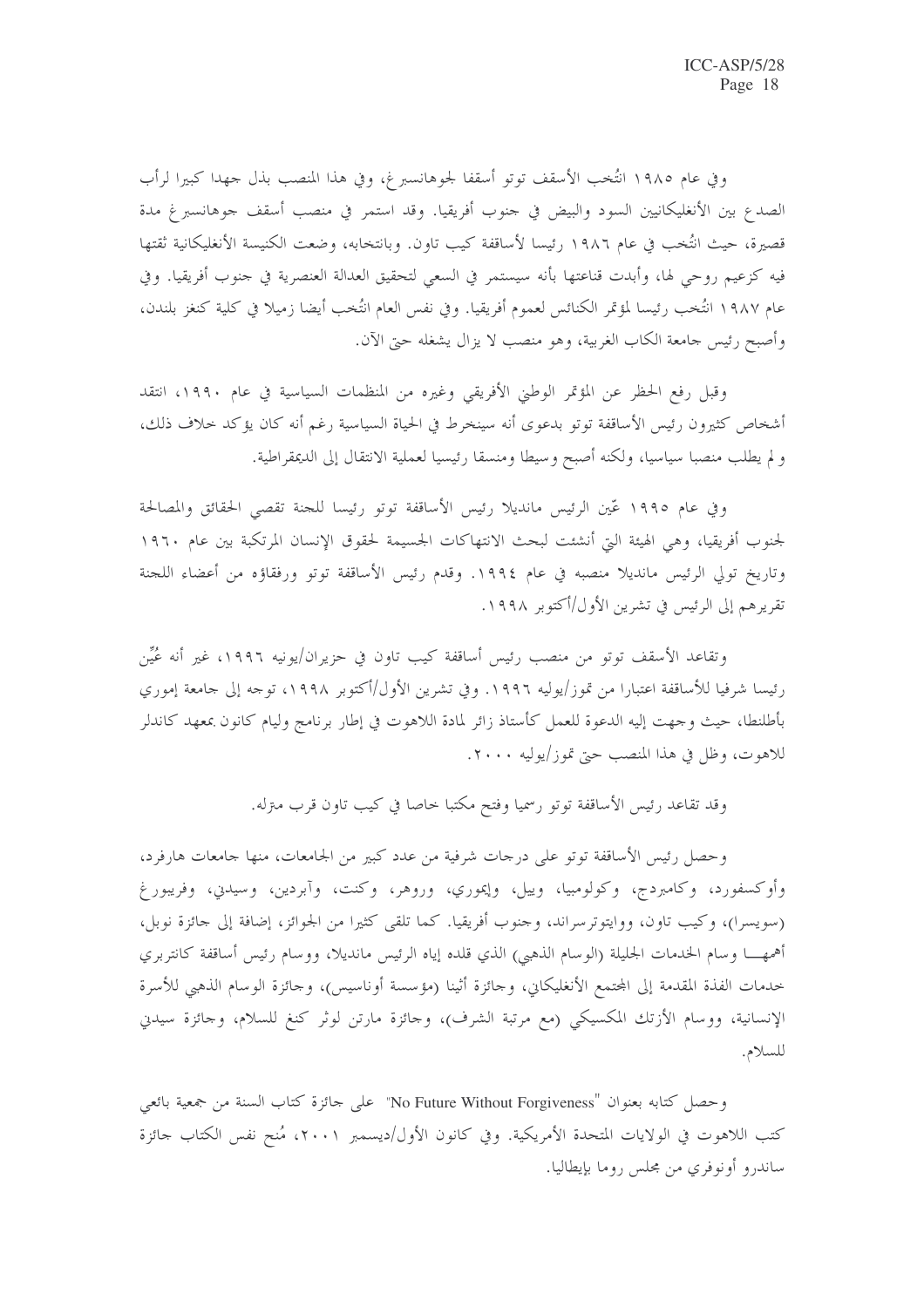وفي عام ١٩٨٥ انتُخب الأسقف توتو أسقفا لجوهانسبرغ، وفي هذا المنصب بذل جهدا كبيرا لرأب الصدع بين الأنغليكانيين السود والبيض في جنوب أفريقيا. وقد استمر في منصب أسقف جوهانسبرغ مدة قصيرة، حيث انتُخب في عام ١٩٨٦ رئيسا لأساقفة كيب تاون. وبانتخابه، وضعت الكنيسة الأنغليكانية ثقتها فيه كزعيم روحي لها، وأبدت قناعتها بأنه سيستمر في السعي لتحقيق العدالة العنصرية في جنوب أفريقيا. وفي عام ١٩٨٧ انتُخب رئيسا لمؤتمر الكنائس لعموم أفريقيا. وفي نفس العام انتُخب أيضا زميلا في كلية كنغز بلندن، وأصبح رئيس جامعة الكاب الغربية، وهو منصب لا يزال يشغله حتى الآن.

وقبل رفع الحظر عن المؤتمر الوطني الأفريقي وغيره من المنظمات السياسية في عام ١٩٩٠، انتقد أشخاص كثيرون رئيس الأساقفة توتو بدعوى أنه سينخرط في الحياة السياسية رغم أنه كان يؤكد خلاف ذلك، ولم يطلب منصبا سياسيا، ولكنه أصبح وسيطا ومنسقا رئيسيا لعملية الانتقال إلى الديمقراطية.

وفي عام ١٩٩٥ عيّن الرئيس مانديلا رئيس الأساقفة توتو رئيسا للجنة تقصي الحقائق والمصالحة لجنوب أفريقيا، وهي الهيئة التي أنشئت لبحث الانتهاكات الجسيمة لحقوق الإنسان المرتكبة بين عام ١٩٦٠ وتاريخ تولي الرئيس مانديلا منصبه في عام ١٩٩٤. وقدم رئيس الأساقفة توتو ورفقاؤه من أعضاء اللجنة تقريرهم إلى الرئيس في تشرين الأول/أكتوبر ١٩٩٨.

وتقاعد الأسقف توتو من منصب رئيس أساقفة كيب تاون في حزيران/يونيه ١٩٩٦، غير أنه عُيِّن رئيسا شرفيا للأساقفة اعتبارا من تموز/يوليه ١٩٩٦. وفي تشرين الأول/أكتوبر ١٩٩٨، توجه إلى جامعة إموري بأطلنطا، حيث وجهت إليه الدعوة للعمل كأستاذ زائر لمادة اللاهوت في إطار برنامج وليام كانون بمعهد كاندلر للاهوت، وظل في هذا المنصب حتى تموز/يوليه ٢٠٠٠.

وقد تقاعد رئيس الأساقفة توتو رسميا وفتح مكتبا خاصا في كيب تاون قرب منزله.

وحصل رئيس الأساقفة توتو على درجات شرفية من عدد كبير من الجامعات، منها جامعات هارفرد، وأوكسفورد، وكامبردج، وكولومبيا، وييل، وإيموري، وروهر، وكنت، وآبردين، وسيدني، وفريبورغ (سويسرا)، وكيب تاون، وويتوترسراند، وجنوب أفريقيا. كما تلقى كثيرا من الجوائز، إضافة إلى جائزة نوبل، أهمها وسام الخدمات الجليلة (الوسام الذهبي) الذي قلده إياه الرئيس مانديلا، ووسام رئيس أساقفة كانتربري خدمات الفذة المقدمة إلى المجتمع الأنغليكاني، وجائزة أثينا (مؤسسة أوناسيس)، وجائزة الوسام الذهبي للأسرة الإنسانية، ووسام الأزتك المكسيكي (مع مرتبة الشرف)، وجائزة مارتن لوثر كنغ للسلام، وجائزة سيدني للسلام.

وحصل كتابه بعنوان "No Future Without Forgiveness" على جائزة كتاب السنة من جمعية بائعي كتب اللاهوت في الولايات المتحدة الأمريكية. وفي كانون الأول/ديسمبر ٢٠٠١، مُنح نفس الكتاب جائزة ساندرو أونوفري من مجلس روما بإيطاليا.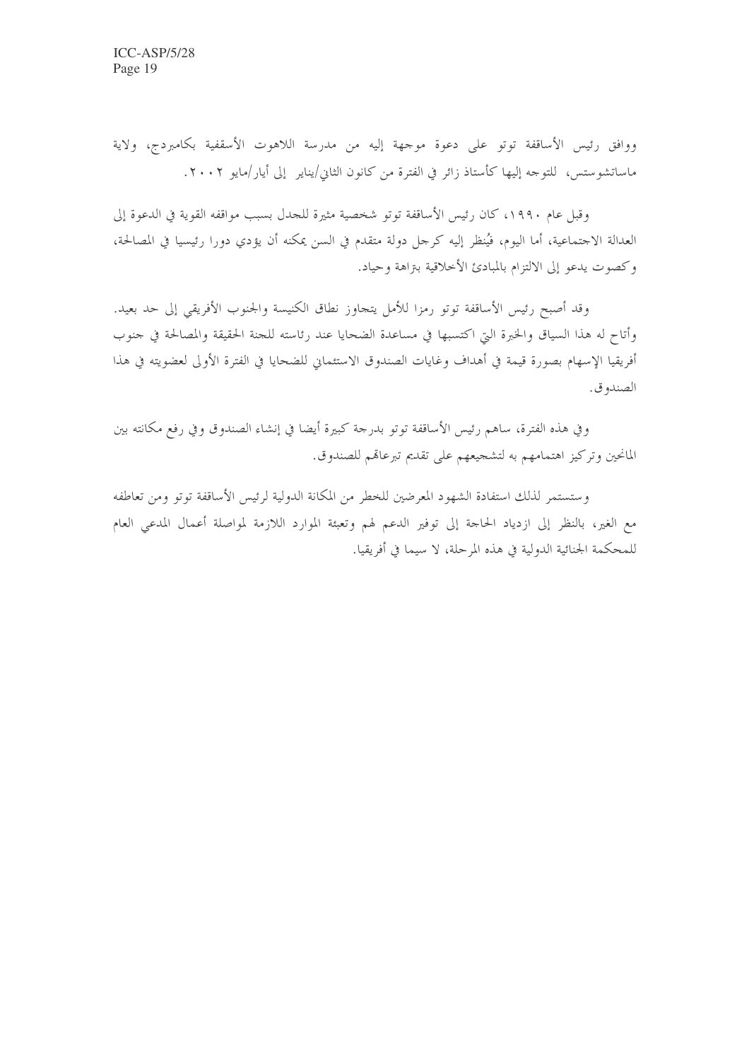ووافق رئيس الأساقفة توتو على دعوة موجهة إليه من مدرسة اللاهوت الأسقفية بكامبردج، ولاية ماساتشوستس، للتوجه إليها كأستاذ زائر في الفترة من كانون الثاني/يناير إلى أيار/مايو ٢٠٠٢.

وقبل عام ١٩٩٠، كان رئيس الأساقفة توتو شخصية مثيرة للجدل بسبب مواقفه القوية في الدعوة إلى العدالة الاجتماعية، أما اليوم، فيُنظر إليه كرجل دولة متقدم في السن يمكنه أن يؤدي دورا رئيسيا في المصالحة، وكصوت يدعو إلى الالتزام بالمبادئ الأخلاقية بتراهة وحياد.

وقد أصبح رئيس الأساقفة توتو رمزا للأمل يتجاوز نطاق الكنيسة والجنوب الأفريقي إلى حد بعيد. وأتاح له هذا السياق والخبرة التي اكتسبها في مساعدة الضحايا عند رئاسته للجنة الحقيقة والمصالحة في جنوب أفريقيا الإسهام بصورة قيمة في أهداف وغايات الصندوق الاستئماني للضحايا في الفترة الأولى لعضويته في هذا الصندوق.

وفي هذه الفترة، ساهم رئيس الأساقفة توتو بدرجة كبيرة أيضا في إنشاء الصندوق وفي رفع مكانته بين المانحين وتركيز اهتمامهم به لتشجيعهم على تقديم تبرعاتهم للصندوق.

وستستمر لذلك استفادة الشهود المعرضين للخطر من المكانة الدولية لرئيس الأساقفة توتو ومن تعاطفه مع الغير، بالنظر إلى ازدياد الحاجة إلى توفير الدعم لهم وتعبئة الموارد اللازمة لمواصلة أعمال المدعي العام للمحكمة الجنائية الدولية في هذه المرحلة، لا سيما في أفريقيا.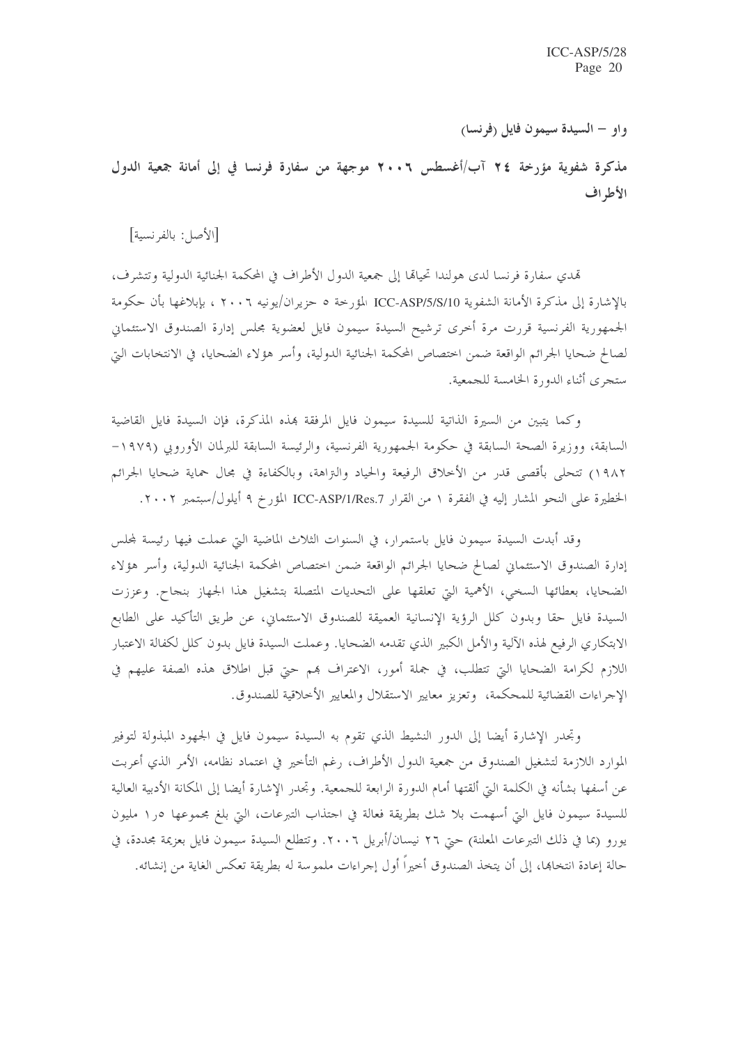## واو – السيدة سيمون فايل (فرنسا)

### مذكرة شفوية مؤرخة ٢٤ آب/أغسطس ٢٠٠٦ موجهة من سفارة فرنسا في إلى أمانة جمعية الدول الأطراف

[الأصل: بالفرنسية]

تهدي سفارة فرنسا لدى هولندا تحياتها إلى جمعية الدول الأطراف في المحكمة الجنائية الدولية وتتشرف، بالإشارة إلى مذكرة الأمانة الشفوية ICC-ASP/5/S/10 المؤرخة ٥ حزيران/يونيه ٢٠٠٦ ، بإبلاغها بأن حكومة الجمهورية الفرنسية قررت مرة أخرى ترشيح السيدة سيمون فايل لعضوية مجلس إدارة الصندوق الاستئماني لصالح ضحايا الجرائم الواقعة ضمن اختصاص المحكمة الجنائية الدولية، وأسر هؤلاء الضحايا، في الانتخابات التي ستجرى أثناء الدورة الخامسة للجمعية.

وكما يتبين من السيرة الذاتية للسيدة سيمون فايل المرفقة بهذه المذكرة، فإن السيدة فايل القاضية السابقة، ووزيرة الصحة السابقة في حكومة الجمهورية الفرنسية، والرئيسة السابقة للبرلمان الأوروبي (١٩٧٩-١٩٨٢) تتحلى بأقصى قدر من الأخلاق الرفيعة والحياد والنزاهة، وبالكفاءة في مجال حماية ضحايا الجرائم الخطيرة على النحو المشار إليه في الفقرة ١ من القرار ICC-ASP/1/Res.7 المؤرخ ٩ أيلول/سبتمبر ٢٠٠٢.

وقد أبدت السيدة سيمون فايل باستمرار، في السنوات الثلاث الماضية التي عملت فيها رئيسة لمجلس إدارة الصندوق الاستئماني لصالح ضحايا الجرائم الواقعة ضمن اختصاص المحكمة الجنائية الدولية، وأسر هؤلاء الضحايا، بعطائها السخي، الأهمية التي تعلقها على التحديات المتصلة بتشغيل هذا الجهاز بنجاح. وعززت السيدة فايل حقا وبدون كلل الرؤية الإنسانية العميقة للصندوق الاستئماني، عن طريق التأكيد على الطابع الابتكاري الرفيع لهذه الآلية والأمل الكبير الذي تقدمه الضحايا. وعملت السيدة فايل بدون كلل لكفالة الاعتبار اللازم لكرامة الضحايا التي تتطلب، في جملة أمور، الاعتراف بهم حتى قبل اطلاق هذه الصفة عليهم في الإجراءات القضائية للمحكمة، وتعزيز معايير الاستقلال والمعايير الأخلاقية للصندوق.

وتجدر الإشارة أيضا إلى الدور النشيط الذي تقوم به السيدة سيمون فايل في الجهود المبذولة لتوفير الموارد اللازمة لتشغيل الصندوق من جمعية الدول الأطراف، رغم التأخير في اعتماد نظامه، الأمر الذي أعربت عن أسفها بشأنه في الكلمة التي ألقتها أمام الدورة الرابعة للجمعية. وتجدر الإشارة أيضا إلى المكانة الأدبية العالية للسيدة سيمون فايل التي أسهمت بلا شك بطريقة فعالة في اجتذاب التبرعات، التي بلغ مجموعها ١,٥ مليون يورو (بما في ذلك التبرعات المعلنة) حتى ٢٦ نيسان/أبريل ٢٠٠٦. وتتطلع السيدة سيمون فايل بعزيمة مجددة، في حالة إعادة انتخابها، إلى أن يتخذ الصندوق أخيراً أول إجراءات ملموسة له بطريقة تعكس الغاية من إنشائه.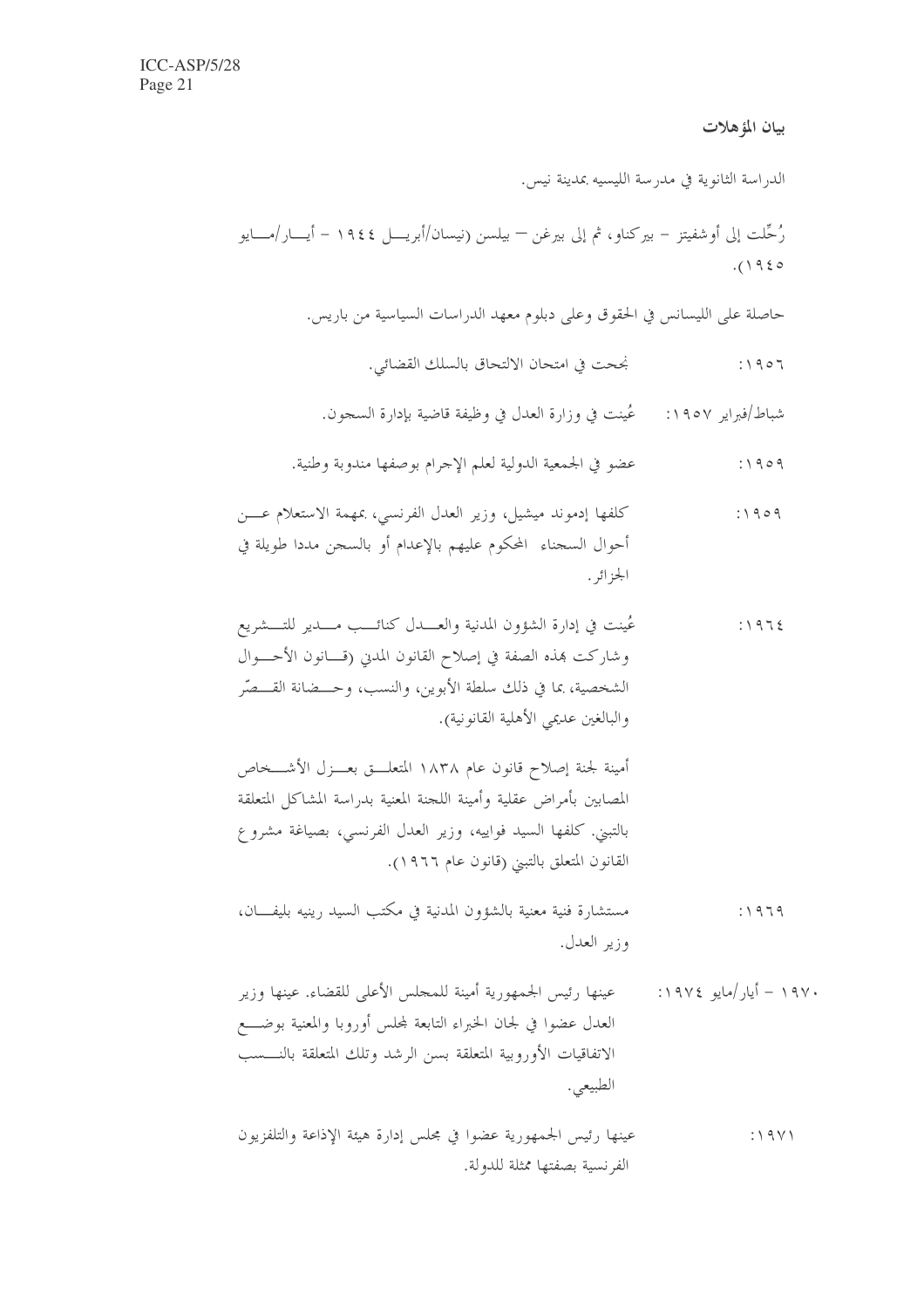**بيان المؤهلات**

الدراسة الثانوية في مدرسة الليسيه بمدينة نيس.

رُحِّلت إلى أوشفيتز – بيركناو، ثم إلى بيرغن – بيلسن (نيسان/أبريل ١٩٤٤ – أيار/مايو ١٩٤٥).

حاصلة على الليسانس في الحقوق وعلى دبلوم معهد الدراسات السياسية من باريس.

١٩٥٦: نجحت في امتحان الالتحاق بالسلك القضائي.

شباط/فبراير ١٩٥٧: عُينت في وزارة العدل في وظيفة قاضية بإدارة السجون.

١٩٥٩: عضو في الجمعية الدولية لعلم الإجرام بوصفها مندوبة وطنية.

١٩٥٩: كلفها إدموند ميشيل، وزير العدل الفرنسي، بمهمة الاستعلام عن أحوال السجناء المحكوم عليهم بالإعدام أو بالسجن مددا طويلة في الجزائر.

١٩٦٤: عُينت في إدارة الشؤون المدنية والعدل كنائب مدير للتشريع وشاركت بهذه الصفة في إصلاح القانون المدني (قانون الأحوال الشخصية، بما في ذلك سلطة الأبوين، والنسب، وحضانة القصّر والبالغين عديمي الأهلية القانونية).

أمينة لجنة إصلاح قانون عام ١٨٣٨ المتعلق بعزل الأشخاص المصابين بأمراض عقلية وأمينة اللجنة المعنية بدراسة المشاكل المتعلقة بالتبني. كلفها السيد فواييه، وزير العدل الفرنسي، بصياغة مشروع القانون المتعلق بالتبني (قانون عام ١٩٦٦).

١٩٦٩: مستشارة فنية معنية بالشؤون المدنية في مكتب السيد رينيه بليفان، وزير العدل.

١٩٧٠ – أيار/مايو ١٩٧٤: عينها رئيس الجمهورية أمينة للمجلس الأعلى للقضاء. عينها وزير العدل عضوا في لجان الخبراء التابعة لمجلس أوروبا والمعنية بوضع الاتفاقيات الأوروبية المتعلقة بسن الرشد وتلك المتعلقة بالنسب الطبيعي.

١٩٧١: عينها رئيس الجمهورية عضوا في مجلس إدارة هيئة الإذاعة والتلفزيون الفرنسية بصفتها ممثلة للدولة.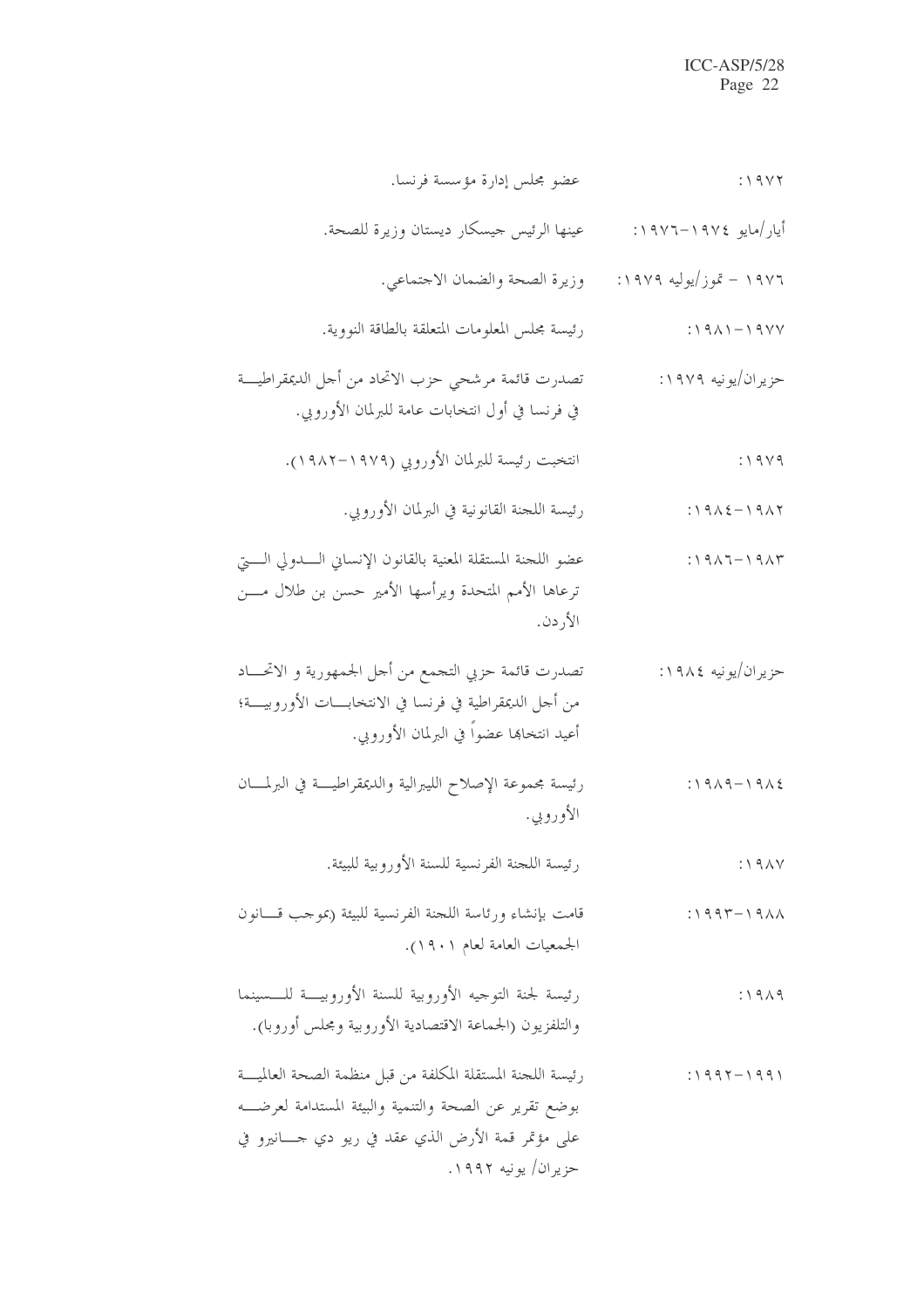١٩٧٢: عضو مجلس إدارة مؤسسة فرنسا.

أيار/مايو ١٩٧٤-١٩٧٦: عينها الرئيس جيسكار ديستان وزيرة للصحة.

١٩٧٦ - تموز/يوليه ١٩٧٩: وزيرة الصحة والضمان الاجتماعي.

١٩٧٧-١٩٨١: رئيسة مجلس المعلومات المتعلقة بالطاقة النووية.

حزيران/يونيه ١٩٧٩: تصدرت قائمة مرشحي حزب الاتحاد من أجل الديمقراطية في فرنسا في أول انتخابات عامة للبرلمان الأوروبي.

١٩٧٩: انتخبت رئيسة للبرلمان الأوروبي (١٩٧٩-١٩٨٢).

١٩٨٢-١٩٨٤: رئيسة اللجنة القانونية في البرلمان الأوروبي.

١٩٨٣-١٩٨٦: عضو اللجنة المستقلة المعنية بالقانون الإنساني الدولي التي ترعاها الأمم المتحدة ويرأسها الأمير حسن بن طلال من الأردن.

حزيران/يونيه ١٩٨٤: تصدرت قائمة حزبي التجمع من أجل الجمهورية و الاتحاد من أجل الديمقراطية في فرنسا في الانتخابات الأوروبية؛ أعيد انتخابها عضواً في البرلمان الأوروبي.

١٩٨٤-١٩٨٩: رئيسة مجموعة الإصلاح الليبرالية والديمقراطية في البرلمان الأوروبي.

١٩٨٧: رئيسة اللجنة الفرنسية للسنة الأوروبية للبيئة.

١٩٨٨-١٩٩٣: قامت بإنشاء ورئاسة اللجنة الفرنسية للبيئة (بموجب قانون الجمعيات العامة لعام ١٩٠١).

١٩٨٩: رئيسة لجنة التوجيه الأوروبية للسنة الأوروبية للسينما والتلفزيون (الجماعة الاقتصادية الأوروبية ومجلس أوروبا).

١٩٩١-١٩٩٢: رئيسة اللجنة المستقلة المكلفة من قبل منظمة الصحة العالمية بوضع تقرير عن الصحة والتنمية والبيئة المستدامة لعرضه على مؤتمر قمة الأرض الذي عقد في ريو دي جانيرو في حزيران/ يونيه ١٩٩٢.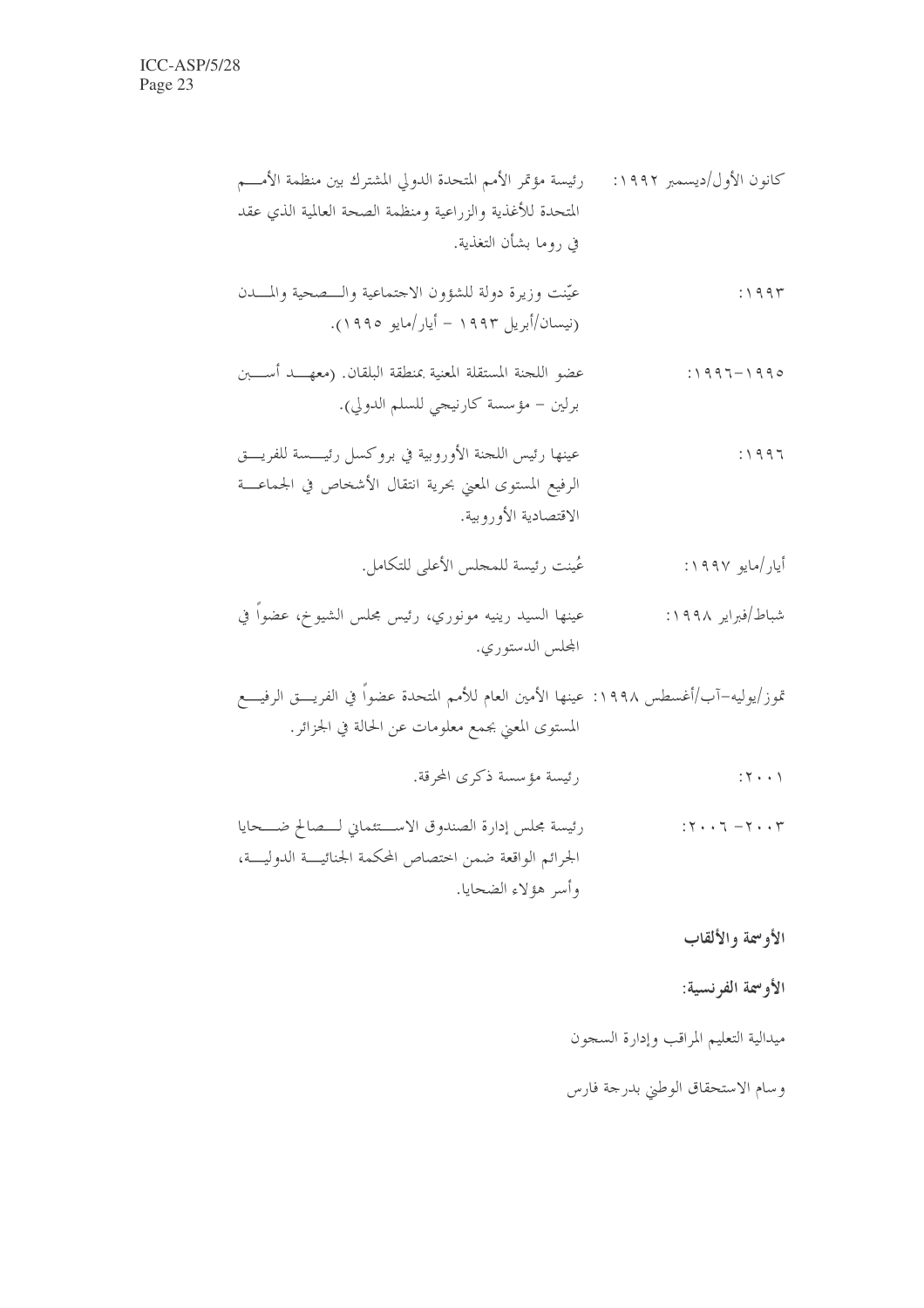كانون الأول/ديسمبر ١٩٩٢: رئيسة مؤتمر الأمم المتحدة الدولي المشترك بين منظمة الأمم المتحدة للأغذية والزراعية ومنظمة الصحة العالمية الذي عقد في روما بشأن التغذية.

١٩٩٣: عيّنت وزيرة دولة للشؤون الاجتماعية والصحية والمدن (نيسان/أبريل ١٩٩٣ – أيار/مايو ١٩٩٥).

١٩٩٥-١٩٩٦: عضو اللجنة المستقلة المعنية بمنطقة البلقان. (معهد أسبن برلين – مؤسسة كارنيجي للسلم الدولي).

١٩٩٦: عينها رئيس اللجنة الأوروبية في بروكسل رئيسة للفريق الرفيع المستوى المعني بحرية انتقال الأشخاص في الجماعة الاقتصادية الأوروبية.

أيار/مايو ١٩٩٧: عُينت رئيسة للمجلس الأعلى للتكامل.

شباط/فبراير ١٩٩٨: عينها السيد رينيه مونوري، رئيس مجلس الشيوخ، عضواً في المجلس الدستوري.

تموز/يوليه-آب/أغسطس ١٩٩٨: عينها الأمين العام للأمم المتحدة عضواً في الفريق الرفيع المستوى المعني بجمع معلومات عن الحالة في الجزائر.

٢٠٠١: رئيسة مؤسسة ذكرى المحرقة.

٢٠٠٣- ٢٠٠٦: رئيسة مجلس إدارة الصندوق الاستئماني لصالح ضحايا الجرائم الواقعة ضمن اختصاص المحكمة الجنائية الدولية، وأسر هؤلاء الضحايا.

**الأوسمة والألقاب**

**الأوسمة الفرنسية:**

ميدالية التعليم المراقب وإدارة السجون

وسام الاستحقاق الوطني بدرجة فارس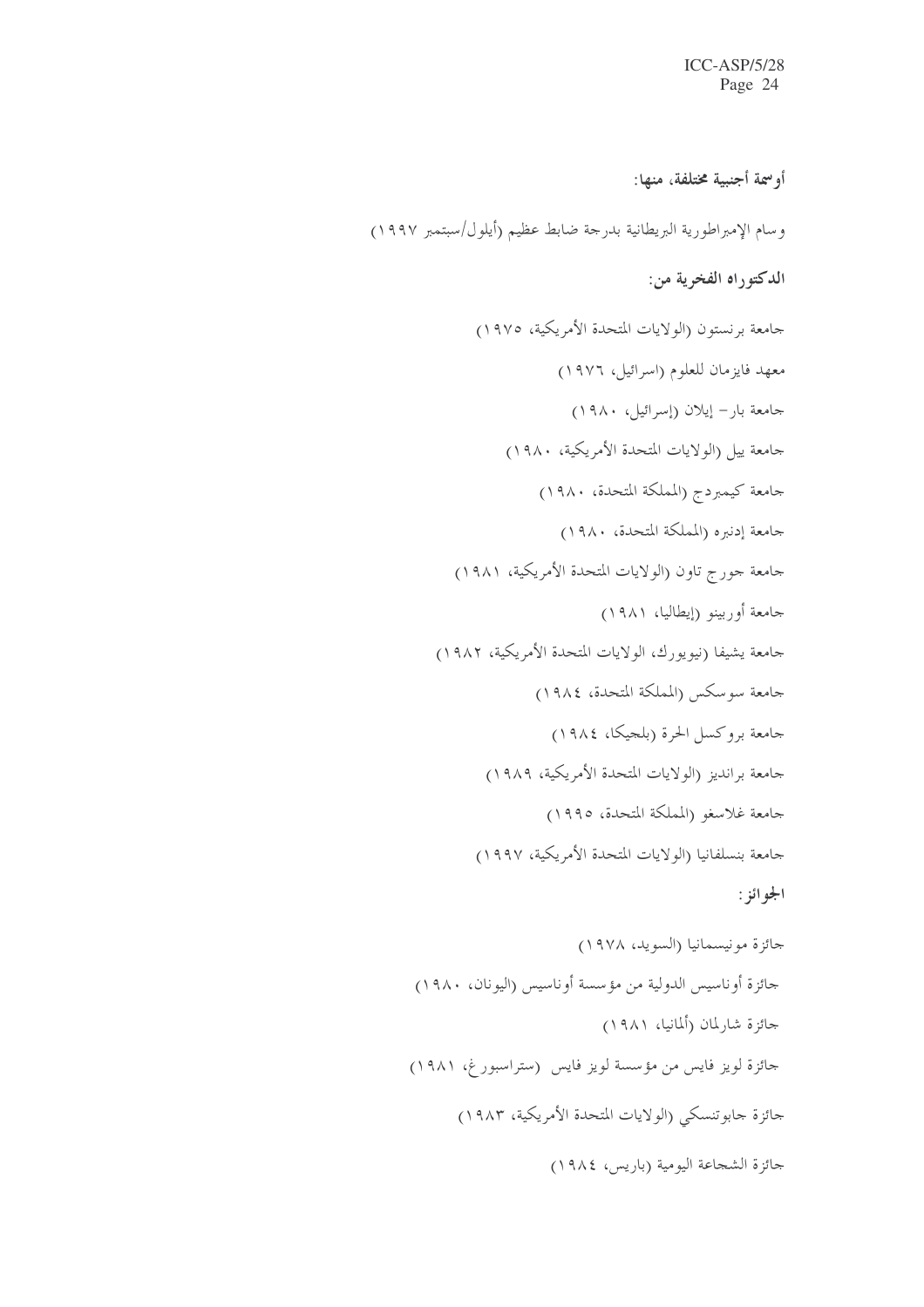**أوسمة أجنبية مختلفة، منها:**

وسام الإمبراطورية البريطانية بدرجة ضابط عظيم (أيلول/سبتمبر ١٩٩٧)

**الدكتوراه الفخرية من:**

جامعة برنستون (الولايات المتحدة الأمريكية، ١٩٧٥)

معهد فايزمان للعلوم (اسرائيل، ١٩٧٦)

جامعة بار– إيلان (إسرائيل، ١٩٨٠)

جامعة ييل (الولايات المتحدة الأمريكية، ١٩٨٠)

جامعة كيمبردج (المملكة المتحدة، ١٩٨٠)

جامعة إدنبره (المملكة المتحدة، ١٩٨٠)

جامعة جورج تاون (الولايات المتحدة الأمريكية، ١٩٨١)

جامعة أوربينو (إيطاليا، ١٩٨١)

جامعة يشيفا (نيويورك، الولايات المتحدة الأمريكية، ١٩٨٢)

جامعة سوسكس (المملكة المتحدة، ١٩٨٤)

جامعة بروكسل الحرة (بلجيكا، ١٩٨٤)

جامعة برانديز (الولايات المتحدة الأمريكية، ١٩٨٩)

جامعة غلاسغو (المملكة المتحدة، ١٩٩٥)

جامعة بنسلفانيا (الولايات المتحدة الأمريكية، ١٩٩٧)

**الجوائز:**

جائزة مونيسمانيا (السويد، ١٩٧٨)

جائزة أوناسيس الدولية من مؤسسة أوناسيس (اليونان، ١٩٨٠)

جائزة شارلمان (ألمانيا، ١٩٨١)

جائزة لويز فايس من مؤسسة لويز فايس (ستراسبورغ، ١٩٨١)

جائزة جابوتنسكي (الولايات المتحدة الأمريكية، ١٩٨٣)

جائزة الشجاعة اليومية (باريس، ١٩٨٤)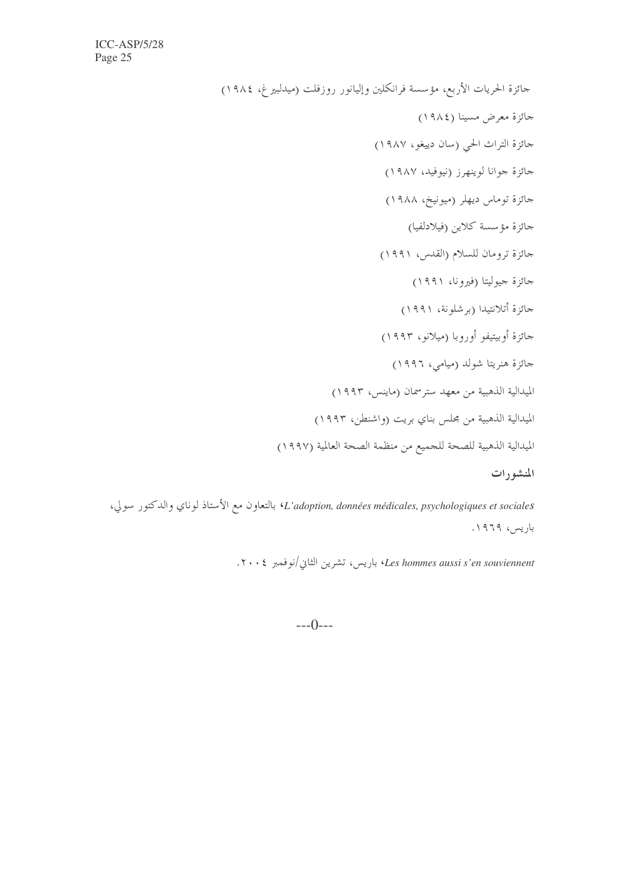جائزة الحريات الأربع، مؤسسة فرانكلين وإليانور روزفلت (ميدلبيرغ، ١٩٨٤)

جائزة معرض مسينا (١٩٨٤)

جائزة التراث الحي (سان دييغو، ١٩٨٧)

جائزة جوانا لوينهرز (نيوفيد، ١٩٨٧)

جائزة توماس ديهلر (ميونيخ، ١٩٨٨)

جائزة مؤسسة كلاين (فيلادلفيا)

جائزة ترومان للسلام (القدس، ١٩٩١)

جائزة جيوليتا (فيرونا، ١٩٩١)

جائزة أتلانتيدا (برشلونة، ١٩٩١)

جائزة أوبيتيفو أوروبا (ميلانو، ١٩٩٣)

جائزة هنريتا شولد (ميامي، ١٩٩٦)

الميدالية الذهبية من معهد سترسمان (ماينس، ١٩٩٣)

الميدالية الذهبية من مجلس بناي بريت (واشنطن، ١٩٩٣)

الميدالية الذهبية للصحة للجميع من منظمة الصحة العالمية (١٩٩٧)

**المنشورات**

*L'adoption, données médicales, psychologiques et sociales*، بالتعاون مع الأستاذ لوناي والدكتور سولي، باريس، ١٩٦٩.

*Les hommes aussi s'en souviennent*، باريس، تشرين الثاني/نوفمبر ٢٠٠٤.

---0---